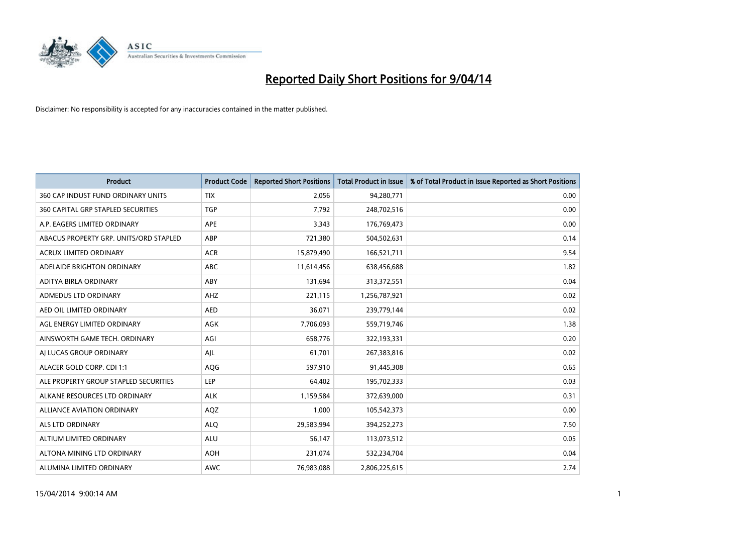# Reported Daily Short Positions for 9/04/14

Disclaimer: No responsibility is accepted for any inaccuracies contained in the matter published.

| Product | Product Code | Reported Short Positions | Total Product in Issue | % of Total Product in Issue Reported as Short Positions |
|---|---|---|---|---|
| 360 CAP INDUST FUND ORDINARY UNITS | TIX | 2,056 | 94,280,771 | 0.00 |
| 360 CAPITAL GRP STAPLED SECURITIES | TGP | 7,792 | 248,702,516 | 0.00 |
| A.P. EAGERS LIMITED ORDINARY | APE | 3,343 | 176,769,473 | 0.00 |
| ABACUS PROPERTY GRP. UNITS/ORD STAPLED | ABP | 721,380 | 504,502,631 | 0.14 |
| ACRUX LIMITED ORDINARY | ACR | 15,879,490 | 166,521,711 | 9.54 |
| ADELAIDE BRIGHTON ORDINARY | ABC | 11,614,456 | 638,456,688 | 1.82 |
| ADITYA BIRLA ORDINARY | ABY | 131,694 | 313,372,551 | 0.04 |
| ADMEDUS LTD ORDINARY | AHZ | 221,115 | 1,256,787,921 | 0.02 |
| AED OIL LIMITED ORDINARY | AED | 36,071 | 239,779,144 | 0.02 |
| AGL ENERGY LIMITED ORDINARY | AGK | 7,706,093 | 559,719,746 | 1.38 |
| AINSWORTH GAME TECH. ORDINARY | AGI | 658,776 | 322,193,331 | 0.20 |
| AJ LUCAS GROUP ORDINARY | AJL | 61,701 | 267,383,816 | 0.02 |
| ALACER GOLD CORP. CDI 1:1 | AQG | 597,910 | 91,445,308 | 0.65 |
| ALE PROPERTY GROUP STAPLED SECURITIES | LEP | 64,402 | 195,702,333 | 0.03 |
| ALKANE RESOURCES LTD ORDINARY | ALK | 1,159,584 | 372,639,000 | 0.31 |
| ALLIANCE AVIATION ORDINARY | AQZ | 1,000 | 105,542,373 | 0.00 |
| ALS LTD ORDINARY | ALQ | 29,583,994 | 394,252,273 | 7.50 |
| ALTIUM LIMITED ORDINARY | ALU | 56,147 | 113,073,512 | 0.05 |
| ALTONA MINING LTD ORDINARY | AOH | 231,074 | 532,234,704 | 0.04 |
| ALUMINA LIMITED ORDINARY | AWC | 76,983,088 | 2,806,225,615 | 2.74 |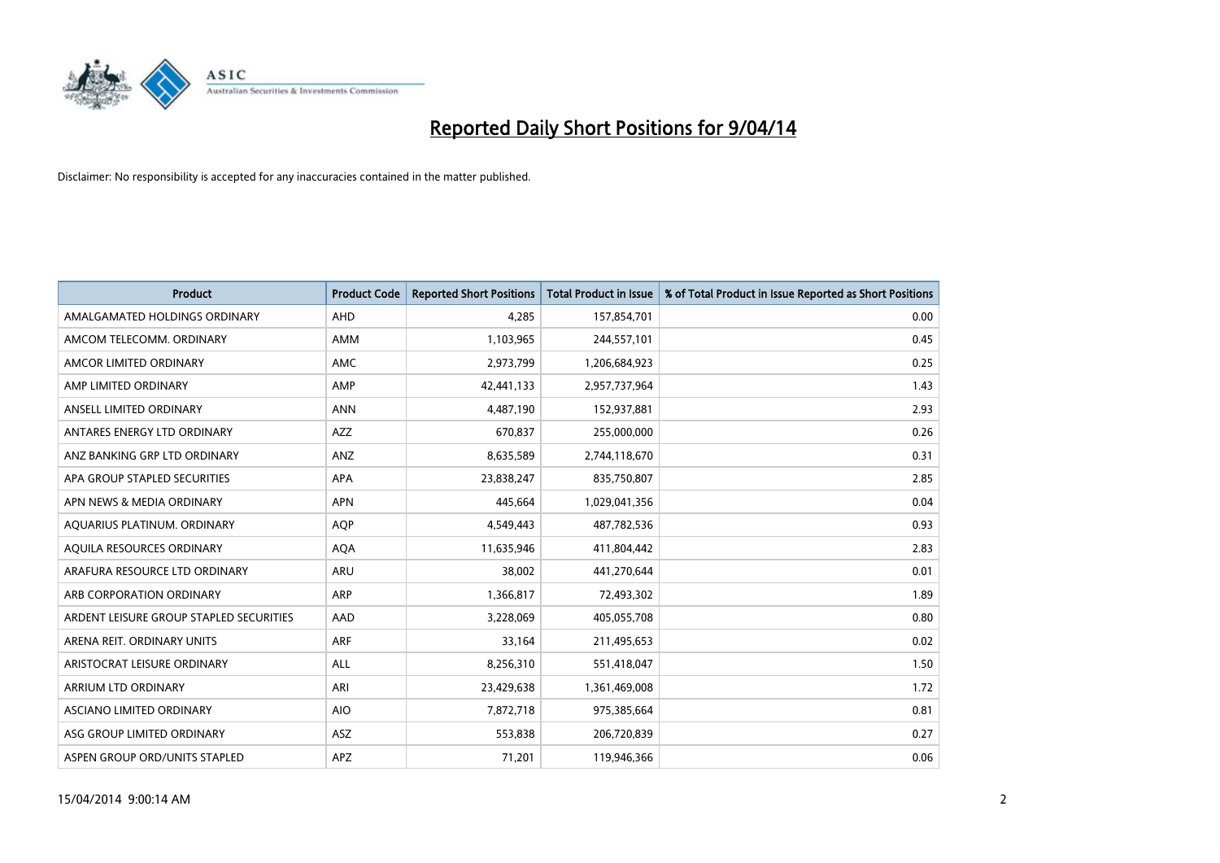# Reported Daily Short Positions for 9/04/14

Disclaimer: No responsibility is accepted for any inaccuracies contained in the matter published.

| Product | Product Code | Reported Short Positions | Total Product in Issue | % of Total Product in Issue Reported as Short Positions |
|---|---|---|---|---|
| AMALGAMATED HOLDINGS ORDINARY | AHD | 4,285 | 157,854,701 | 0.00 |
| AMCOM TELECOMM. ORDINARY | AMM | 1,103,965 | 244,557,101 | 0.45 |
| AMCOR LIMITED ORDINARY | AMC | 2,973,799 | 1,206,684,923 | 0.25 |
| AMP LIMITED ORDINARY | AMP | 42,441,133 | 2,957,737,964 | 1.43 |
| ANSELL LIMITED ORDINARY | ANN | 4,487,190 | 152,937,881 | 2.93 |
| ANTARES ENERGY LTD ORDINARY | AZZ | 670,837 | 255,000,000 | 0.26 |
| ANZ BANKING GRP LTD ORDINARY | ANZ | 8,635,589 | 2,744,118,670 | 0.31 |
| APA GROUP STAPLED SECURITIES | APA | 23,838,247 | 835,750,807 | 2.85 |
| APN NEWS & MEDIA ORDINARY | APN | 445,664 | 1,029,041,356 | 0.04 |
| AQUARIUS PLATINUM. ORDINARY | AQP | 4,549,443 | 487,782,536 | 0.93 |
| AQUILA RESOURCES ORDINARY | AQA | 11,635,946 | 411,804,442 | 2.83 |
| ARAFURA RESOURCE LTD ORDINARY | ARU | 38,002 | 441,270,644 | 0.01 |
| ARB CORPORATION ORDINARY | ARP | 1,366,817 | 72,493,302 | 1.89 |
| ARDENT LEISURE GROUP STAPLED SECURITIES | AAD | 3,228,069 | 405,055,708 | 0.80 |
| ARENA REIT. ORDINARY UNITS | ARF | 33,164 | 211,495,653 | 0.02 |
| ARISTOCRAT LEISURE ORDINARY | ALL | 8,256,310 | 551,418,047 | 1.50 |
| ARRIUM LTD ORDINARY | ARI | 23,429,638 | 1,361,469,008 | 1.72 |
| ASCIANO LIMITED ORDINARY | AIO | 7,872,718 | 975,385,664 | 0.81 |
| ASG GROUP LIMITED ORDINARY | ASZ | 553,838 | 206,720,839 | 0.27 |
| ASPEN GROUP ORD/UNITS STAPLED | APZ | 71,201 | 119,946,366 | 0.06 |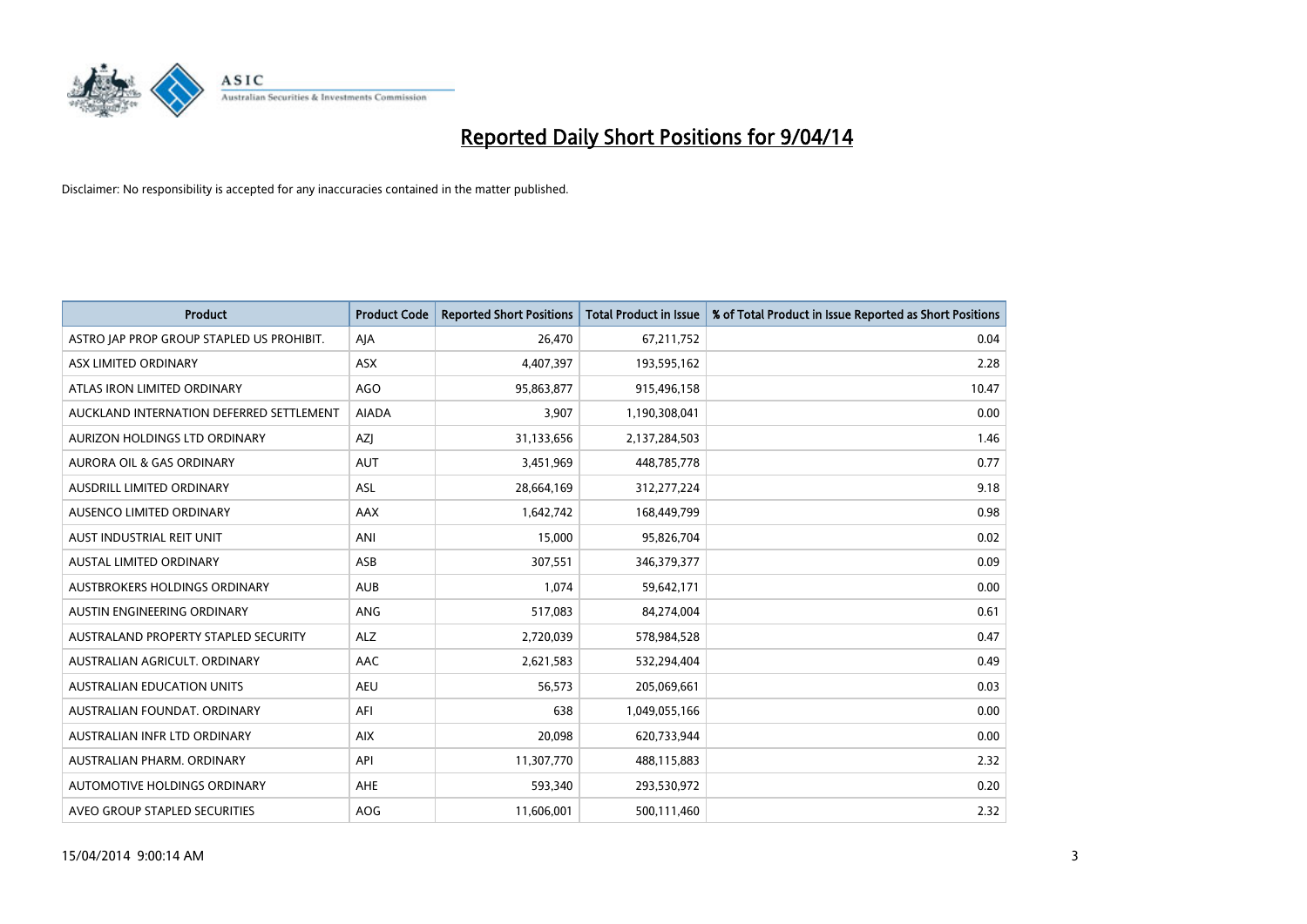# Reported Daily Short Positions for 9/04/14

Disclaimer: No responsibility is accepted for any inaccuracies contained in the matter published.

| Product | Product Code | Reported Short Positions | Total Product in Issue | % of Total Product in Issue Reported as Short Positions |
|---|---|---|---|---|
| ASTRO JAP PROP GROUP STAPLED US PROHIBIT. | AJA | 26,470 | 67,211,752 | 0.04 |
| ASX LIMITED ORDINARY | ASX | 4,407,397 | 193,595,162 | 2.28 |
| ATLAS IRON LIMITED ORDINARY | AGO | 95,863,877 | 915,496,158 | 10.47 |
| AUCKLAND INTERNATION DEFERRED SETTLEMENT | AIADA | 3,907 | 1,190,308,041 | 0.00 |
| AURIZON HOLDINGS LTD ORDINARY | AZJ | 31,133,656 | 2,137,284,503 | 1.46 |
| AURORA OIL & GAS ORDINARY | AUT | 3,451,969 | 448,785,778 | 0.77 |
| AUSDRILL LIMITED ORDINARY | ASL | 28,664,169 | 312,277,224 | 9.18 |
| AUSENCO LIMITED ORDINARY | AAX | 1,642,742 | 168,449,799 | 0.98 |
| AUST INDUSTRIAL REIT UNIT | ANI | 15,000 | 95,826,704 | 0.02 |
| AUSTAL LIMITED ORDINARY | ASB | 307,551 | 346,379,377 | 0.09 |
| AUSTBROKERS HOLDINGS ORDINARY | AUB | 1,074 | 59,642,171 | 0.00 |
| AUSTIN ENGINEERING ORDINARY | ANG | 517,083 | 84,274,004 | 0.61 |
| AUSTRALAND PROPERTY STAPLED SECURITY | ALZ | 2,720,039 | 578,984,528 | 0.47 |
| AUSTRALIAN AGRICULT. ORDINARY | AAC | 2,621,583 | 532,294,404 | 0.49 |
| AUSTRALIAN EDUCATION UNITS | AEU | 56,573 | 205,069,661 | 0.03 |
| AUSTRALIAN FOUNDAT. ORDINARY | AFI | 638 | 1,049,055,166 | 0.00 |
| AUSTRALIAN INFR LTD ORDINARY | AIX | 20,098 | 620,733,944 | 0.00 |
| AUSTRALIAN PHARM. ORDINARY | API | 11,307,770 | 488,115,883 | 2.32 |
| AUTOMOTIVE HOLDINGS ORDINARY | AHE | 593,340 | 293,530,972 | 0.20 |
| AVEO GROUP STAPLED SECURITIES | AOG | 11,606,001 | 500,111,460 | 2.32 |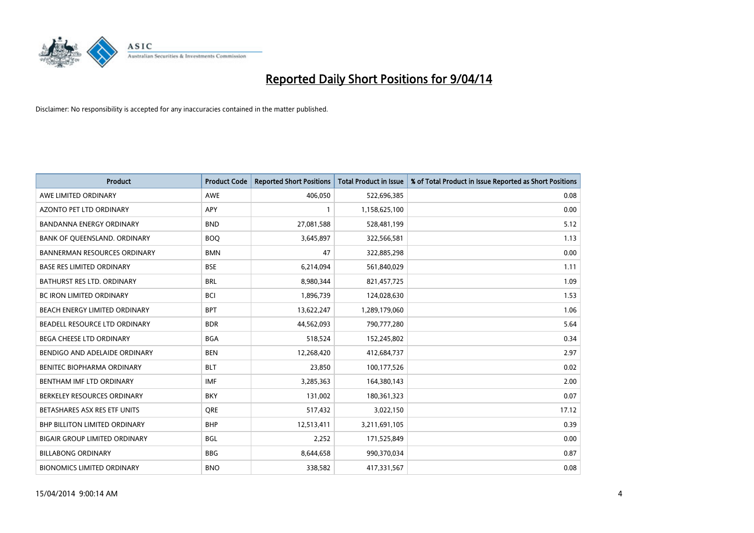# Reported Daily Short Positions for 9/04/14

Disclaimer: No responsibility is accepted for any inaccuracies contained in the matter published.

| Product | Product Code | Reported Short Positions | Total Product in Issue | % of Total Product in Issue Reported as Short Positions |
|---|---|---|---|---|
| AWE LIMITED ORDINARY | AWE | 406,050 | 522,696,385 | 0.08 |
| AZONTO PET LTD ORDINARY | APY | 1 | 1,158,625,100 | 0.00 |
| BANDANNA ENERGY ORDINARY | BND | 27,081,588 | 528,481,199 | 5.12 |
| BANK OF QUEENSLAND. ORDINARY | BOQ | 3,645,897 | 322,566,581 | 1.13 |
| BANNERMAN RESOURCES ORDINARY | BMN | 47 | 322,885,298 | 0.00 |
| BASE RES LIMITED ORDINARY | BSE | 6,214,094 | 561,840,029 | 1.11 |
| BATHURST RES LTD. ORDINARY | BRL | 8,980,344 | 821,457,725 | 1.09 |
| BC IRON LIMITED ORDINARY | BCI | 1,896,739 | 124,028,630 | 1.53 |
| BEACH ENERGY LIMITED ORDINARY | BPT | 13,622,247 | 1,289,179,060 | 1.06 |
| BEADELL RESOURCE LTD ORDINARY | BDR | 44,562,093 | 790,777,280 | 5.64 |
| BEGA CHEESE LTD ORDINARY | BGA | 518,524 | 152,245,802 | 0.34 |
| BENDIGO AND ADELAIDE ORDINARY | BEN | 12,268,420 | 412,684,737 | 2.97 |
| BENITEC BIOPHARMA ORDINARY | BLT | 23,850 | 100,177,526 | 0.02 |
| BENTHAM IMF LTD ORDINARY | IMF | 3,285,363 | 164,380,143 | 2.00 |
| BERKELEY RESOURCES ORDINARY | BKY | 131,002 | 180,361,323 | 0.07 |
| BETASHARES ASX RES ETF UNITS | QRE | 517,432 | 3,022,150 | 17.12 |
| BHP BILLITON LIMITED ORDINARY | BHP | 12,513,411 | 3,211,691,105 | 0.39 |
| BIGAIR GROUP LIMITED ORDINARY | BGL | 2,252 | 171,525,849 | 0.00 |
| BILLABONG ORDINARY | BBG | 8,644,658 | 990,370,034 | 0.87 |
| BIONOMICS LIMITED ORDINARY | BNO | 338,582 | 417,331,567 | 0.08 |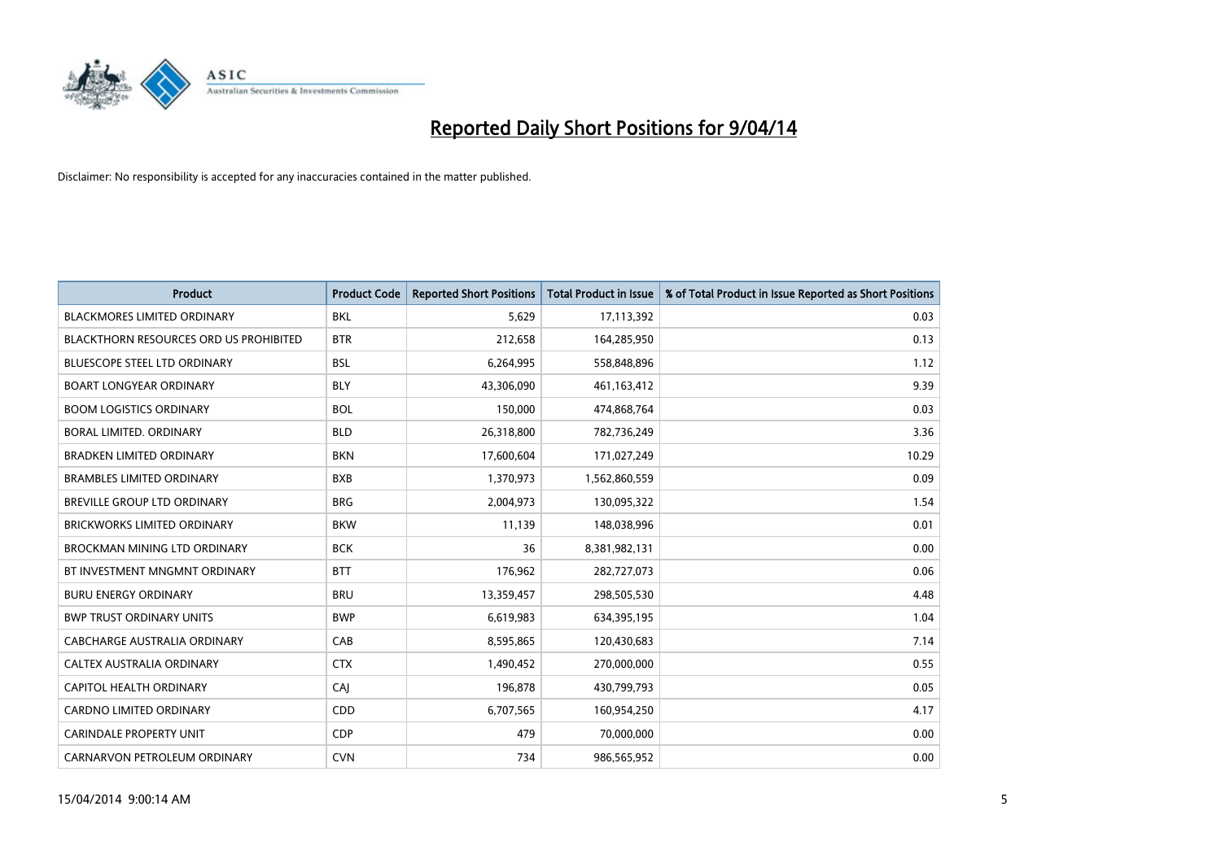# Reported Daily Short Positions for 9/04/14

Disclaimer: No responsibility is accepted for any inaccuracies contained in the matter published.

| Product | Product Code | Reported Short Positions | Total Product in Issue | % of Total Product in Issue Reported as Short Positions |
|---|---|---|---|---|
| BLACKMORES LIMITED ORDINARY | BKL | 5,629 | 17,113,392 | 0.03 |
| BLACKTHORN RESOURCES ORD US PROHIBITED | BTR | 212,658 | 164,285,950 | 0.13 |
| BLUESCOPE STEEL LTD ORDINARY | BSL | 6,264,995 | 558,848,896 | 1.12 |
| BOART LONGYEAR ORDINARY | BLY | 43,306,090 | 461,163,412 | 9.39 |
| BOOM LOGISTICS ORDINARY | BOL | 150,000 | 474,868,764 | 0.03 |
| BORAL LIMITED. ORDINARY | BLD | 26,318,800 | 782,736,249 | 3.36 |
| BRADKEN LIMITED ORDINARY | BKN | 17,600,604 | 171,027,249 | 10.29 |
| BRAMBLES LIMITED ORDINARY | BXB | 1,370,973 | 1,562,860,559 | 0.09 |
| BREVILLE GROUP LTD ORDINARY | BRG | 2,004,973 | 130,095,322 | 1.54 |
| BRICKWORKS LIMITED ORDINARY | BKW | 11,139 | 148,038,996 | 0.01 |
| BROCKMAN MINING LTD ORDINARY | BCK | 36 | 8,381,982,131 | 0.00 |
| BT INVESTMENT MNGMNT ORDINARY | BTT | 176,962 | 282,727,073 | 0.06 |
| BURU ENERGY ORDINARY | BRU | 13,359,457 | 298,505,530 | 4.48 |
| BWP TRUST ORDINARY UNITS | BWP | 6,619,983 | 634,395,195 | 1.04 |
| CABCHARGE AUSTRALIA ORDINARY | CAB | 8,595,865 | 120,430,683 | 7.14 |
| CALTEX AUSTRALIA ORDINARY | CTX | 1,490,452 | 270,000,000 | 0.55 |
| CAPITOL HEALTH ORDINARY | CAJ | 196,878 | 430,799,793 | 0.05 |
| CARDNO LIMITED ORDINARY | CDD | 6,707,565 | 160,954,250 | 4.17 |
| CARINDALE PROPERTY UNIT | CDP | 479 | 70,000,000 | 0.00 |
| CARNARVON PETROLEUM ORDINARY | CVN | 734 | 986,565,952 | 0.00 |

15/04/2014 9:00:14 AM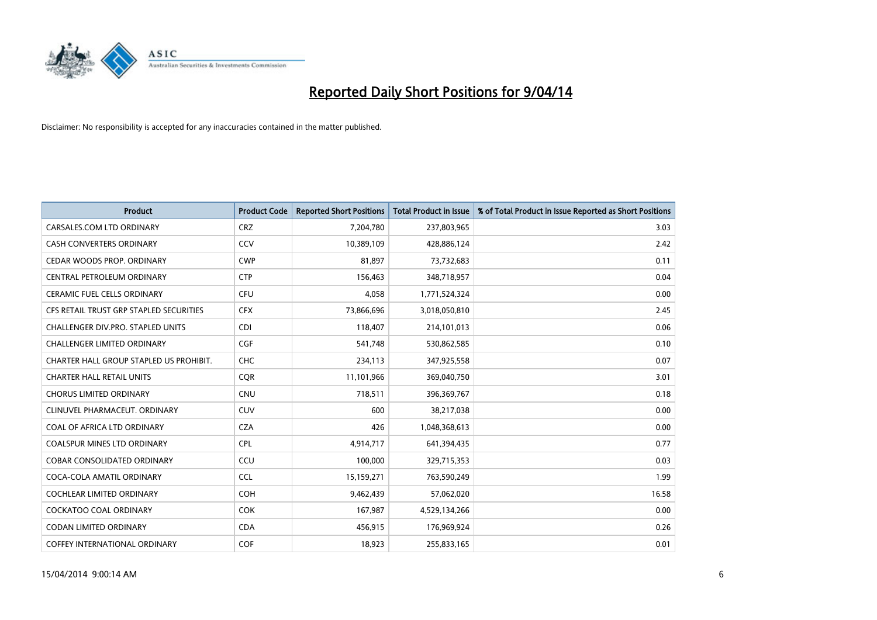# Reported Daily Short Positions for 9/04/14

Disclaimer: No responsibility is accepted for any inaccuracies contained in the matter published.

| Product | Product Code | Reported Short Positions | Total Product in Issue | % of Total Product in Issue Reported as Short Positions |
|---|---|---|---|---|
| CARSALES.COM LTD ORDINARY | CRZ | 7,204,780 | 237,803,965 | 3.03 |
| CASH CONVERTERS ORDINARY | CCV | 10,389,109 | 428,886,124 | 2.42 |
| CEDAR WOODS PROP. ORDINARY | CWP | 81,897 | 73,732,683 | 0.11 |
| CENTRAL PETROLEUM ORDINARY | CTP | 156,463 | 348,718,957 | 0.04 |
| CERAMIC FUEL CELLS ORDINARY | CFU | 4,058 | 1,771,524,324 | 0.00 |
| CFS RETAIL TRUST GRP STAPLED SECURITIES | CFX | 73,866,696 | 3,018,050,810 | 2.45 |
| CHALLENGER DIV.PRO. STAPLED UNITS | CDI | 118,407 | 214,101,013 | 0.06 |
| CHALLENGER LIMITED ORDINARY | CGF | 541,748 | 530,862,585 | 0.10 |
| CHARTER HALL GROUP STAPLED US PROHIBIT. | CHC | 234,113 | 347,925,558 | 0.07 |
| CHARTER HALL RETAIL UNITS | CQR | 11,101,966 | 369,040,750 | 3.01 |
| CHORUS LIMITED ORDINARY | CNU | 718,511 | 396,369,767 | 0.18 |
| CLINUVEL PHARMACEUT. ORDINARY | CUV | 600 | 38,217,038 | 0.00 |
| COAL OF AFRICA LTD ORDINARY | CZA | 426 | 1,048,368,613 | 0.00 |
| COALSPUR MINES LTD ORDINARY | CPL | 4,914,717 | 641,394,435 | 0.77 |
| COBAR CONSOLIDATED ORDINARY | CCU | 100,000 | 329,715,353 | 0.03 |
| COCA-COLA AMATIL ORDINARY | CCL | 15,159,271 | 763,590,249 | 1.99 |
| COCHLEAR LIMITED ORDINARY | COH | 9,462,439 | 57,062,020 | 16.58 |
| COCKATOO COAL ORDINARY | COK | 167,987 | 4,529,134,266 | 0.00 |
| CODAN LIMITED ORDINARY | CDA | 456,915 | 176,969,924 | 0.26 |
| COFFEY INTERNATIONAL ORDINARY | COF | 18,923 | 255,833,165 | 0.01 |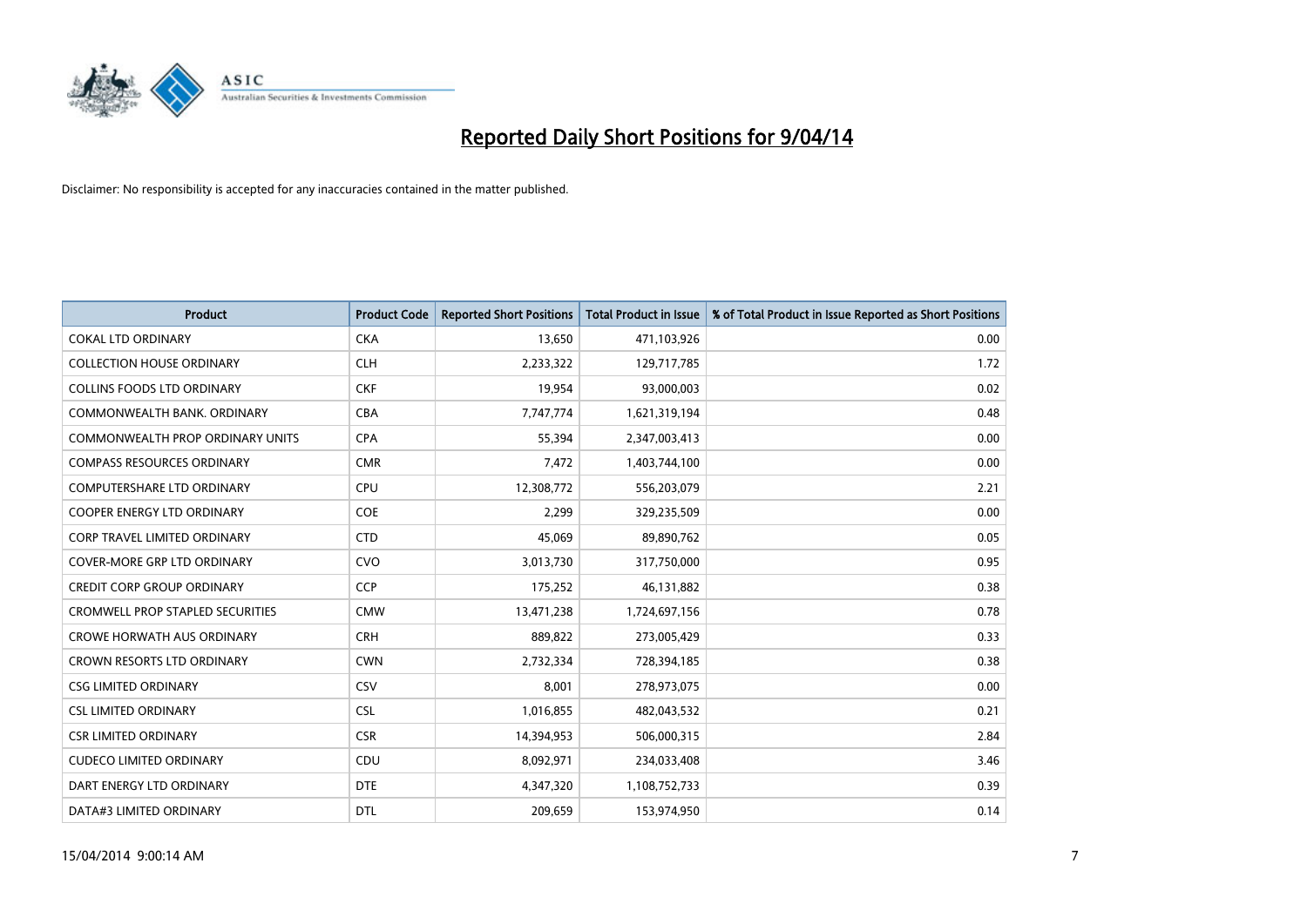# Reported Daily Short Positions for 9/04/14

Disclaimer: No responsibility is accepted for any inaccuracies contained in the matter published.

| Product | Product Code | Reported Short Positions | Total Product in Issue | % of Total Product in Issue Reported as Short Positions |
|---|---|---|---|---|
| COKAL LTD ORDINARY | CKA | 13,650 | 471,103,926 | 0.00 |
| COLLECTION HOUSE ORDINARY | CLH | 2,233,322 | 129,717,785 | 1.72 |
| COLLINS FOODS LTD ORDINARY | CKF | 19,954 | 93,000,003 | 0.02 |
| COMMONWEALTH BANK. ORDINARY | CBA | 7,747,774 | 1,621,319,194 | 0.48 |
| COMMONWEALTH PROP ORDINARY UNITS | CPA | 55,394 | 2,347,003,413 | 0.00 |
| COMPASS RESOURCES ORDINARY | CMR | 7,472 | 1,403,744,100 | 0.00 |
| COMPUTERSHARE LTD ORDINARY | CPU | 12,308,772 | 556,203,079 | 2.21 |
| COOPER ENERGY LTD ORDINARY | COE | 2,299 | 329,235,509 | 0.00 |
| CORP TRAVEL LIMITED ORDINARY | CTD | 45,069 | 89,890,762 | 0.05 |
| COVER-MORE GRP LTD ORDINARY | CVO | 3,013,730 | 317,750,000 | 0.95 |
| CREDIT CORP GROUP ORDINARY | CCP | 175,252 | 46,131,882 | 0.38 |
| CROMWELL PROP STAPLED SECURITIES | CMW | 13,471,238 | 1,724,697,156 | 0.78 |
| CROWE HORWATH AUS ORDINARY | CRH | 889,822 | 273,005,429 | 0.33 |
| CROWN RESORTS LTD ORDINARY | CWN | 2,732,334 | 728,394,185 | 0.38 |
| CSG LIMITED ORDINARY | CSV | 8,001 | 278,973,075 | 0.00 |
| CSL LIMITED ORDINARY | CSL | 1,016,855 | 482,043,532 | 0.21 |
| CSR LIMITED ORDINARY | CSR | 14,394,953 | 506,000,315 | 2.84 |
| CUDECO LIMITED ORDINARY | CDU | 8,092,971 | 234,033,408 | 3.46 |
| DART ENERGY LTD ORDINARY | DTE | 4,347,320 | 1,108,752,733 | 0.39 |
| DATA#3 LIMITED ORDINARY | DTL | 209,659 | 153,974,950 | 0.14 |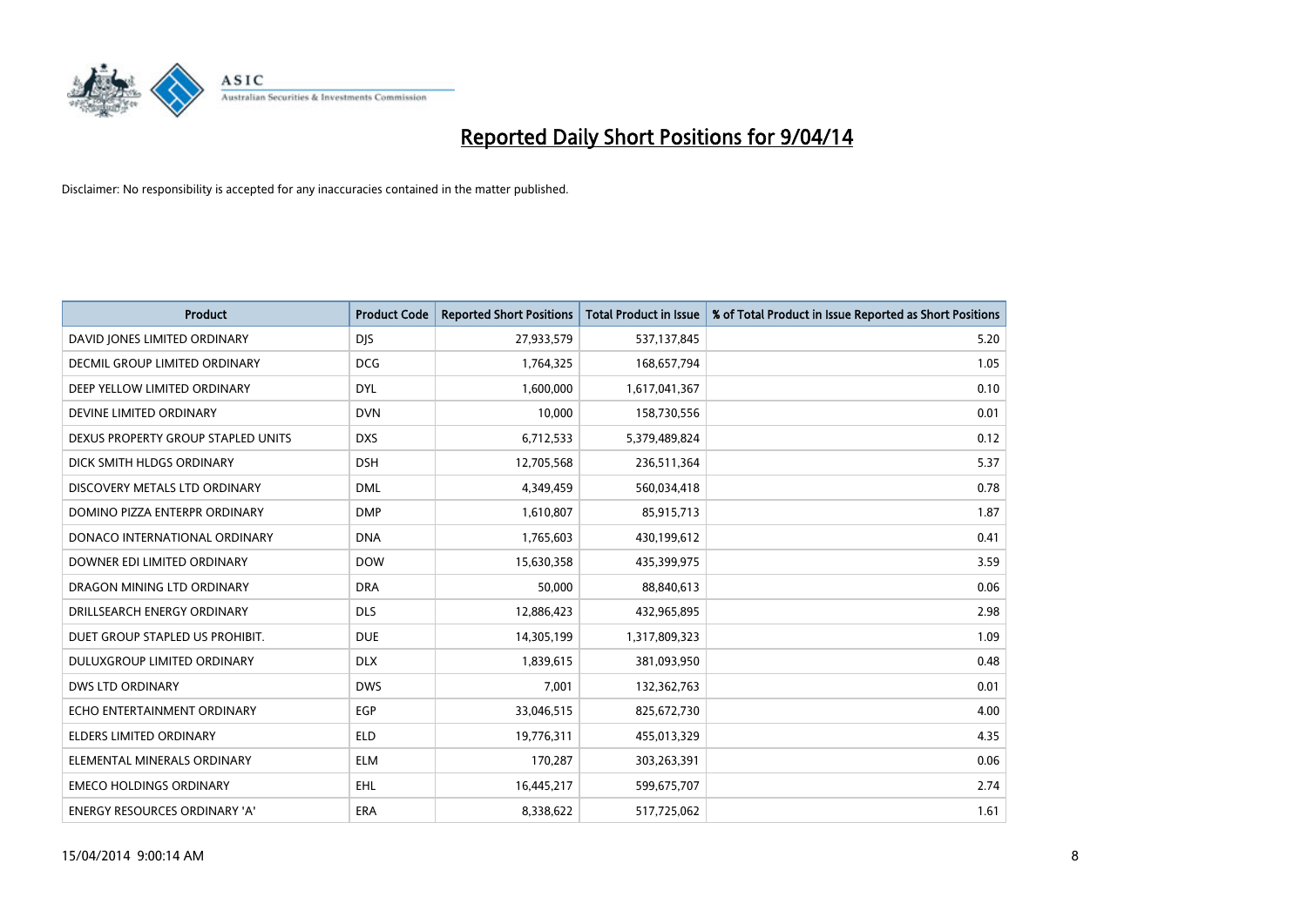# Reported Daily Short Positions for 9/04/14

Disclaimer: No responsibility is accepted for any inaccuracies contained in the matter published.

| Product | Product Code | Reported Short Positions | Total Product in Issue | % of Total Product in Issue Reported as Short Positions |
|---|---|---|---|---|
| DAVID JONES LIMITED ORDINARY | DJS | 27,933,579 | 537,137,845 | 5.20 |
| DECMIL GROUP LIMITED ORDINARY | DCG | 1,764,325 | 168,657,794 | 1.05 |
| DEEP YELLOW LIMITED ORDINARY | DYL | 1,600,000 | 1,617,041,367 | 0.10 |
| DEVINE LIMITED ORDINARY | DVN | 10,000 | 158,730,556 | 0.01 |
| DEXUS PROPERTY GROUP STAPLED UNITS | DXS | 6,712,533 | 5,379,489,824 | 0.12 |
| DICK SMITH HLDGS ORDINARY | DSH | 12,705,568 | 236,511,364 | 5.37 |
| DISCOVERY METALS LTD ORDINARY | DML | 4,349,459 | 560,034,418 | 0.78 |
| DOMINO PIZZA ENTERPR ORDINARY | DMP | 1,610,807 | 85,915,713 | 1.87 |
| DONACO INTERNATIONAL ORDINARY | DNA | 1,765,603 | 430,199,612 | 0.41 |
| DOWNER EDI LIMITED ORDINARY | DOW | 15,630,358 | 435,399,975 | 3.59 |
| DRAGON MINING LTD ORDINARY | DRA | 50,000 | 88,840,613 | 0.06 |
| DRILLSEARCH ENERGY ORDINARY | DLS | 12,886,423 | 432,965,895 | 2.98 |
| DUET GROUP STAPLED US PROHIBIT. | DUE | 14,305,199 | 1,317,809,323 | 1.09 |
| DULUXGROUP LIMITED ORDINARY | DLX | 1,839,615 | 381,093,950 | 0.48 |
| DWS LTD ORDINARY | DWS | 7,001 | 132,362,763 | 0.01 |
| ECHO ENTERTAINMENT ORDINARY | EGP | 33,046,515 | 825,672,730 | 4.00 |
| ELDERS LIMITED ORDINARY | ELD | 19,776,311 | 455,013,329 | 4.35 |
| ELEMENTAL MINERALS ORDINARY | ELM | 170,287 | 303,263,391 | 0.06 |
| EMECO HOLDINGS ORDINARY | EHL | 16,445,217 | 599,675,707 | 2.74 |
| ENERGY RESOURCES ORDINARY 'A' | ERA | 8,338,622 | 517,725,062 | 1.61 |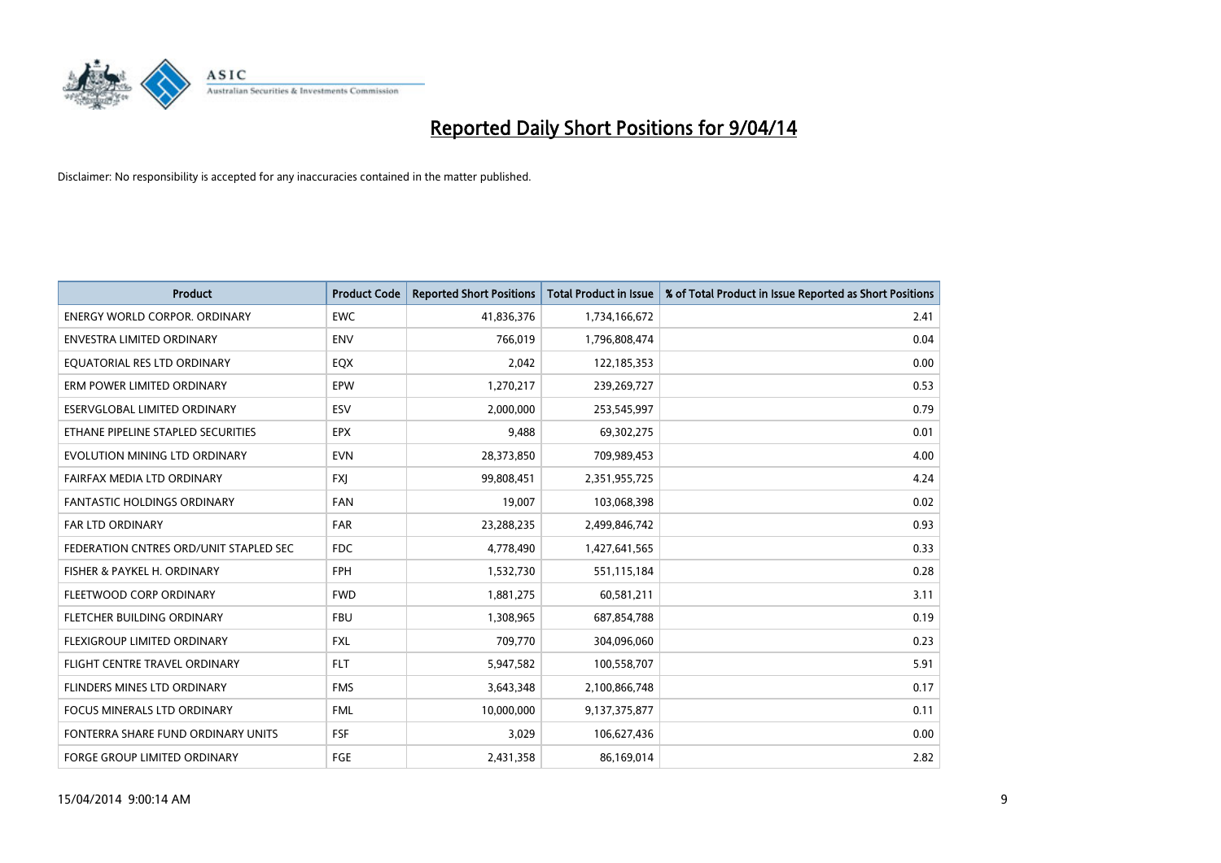# Reported Daily Short Positions for 9/04/14

Disclaimer: No responsibility is accepted for any inaccuracies contained in the matter published.

| Product | Product Code | Reported Short Positions | Total Product in Issue | % of Total Product in Issue Reported as Short Positions |
|---|---|---|---|---|
| ENERGY WORLD CORPOR. ORDINARY | EWC | 41,836,376 | 1,734,166,672 | 2.41 |
| ENVESTRA LIMITED ORDINARY | ENV | 766,019 | 1,796,808,474 | 0.04 |
| EQUATORIAL RES LTD ORDINARY | EQX | 2,042 | 122,185,353 | 0.00 |
| ERM POWER LIMITED ORDINARY | EPW | 1,270,217 | 239,269,727 | 0.53 |
| ESERVGLOBAL LIMITED ORDINARY | ESV | 2,000,000 | 253,545,997 | 0.79 |
| ETHANE PIPELINE STAPLED SECURITIES | EPX | 9,488 | 69,302,275 | 0.01 |
| EVOLUTION MINING LTD ORDINARY | EVN | 28,373,850 | 709,989,453 | 4.00 |
| FAIRFAX MEDIA LTD ORDINARY | FXJ | 99,808,451 | 2,351,955,725 | 4.24 |
| FANTASTIC HOLDINGS ORDINARY | FAN | 19,007 | 103,068,398 | 0.02 |
| FAR LTD ORDINARY | FAR | 23,288,235 | 2,499,846,742 | 0.93 |
| FEDERATION CNTRES ORD/UNIT STAPLED SEC | FDC | 4,778,490 | 1,427,641,565 | 0.33 |
| FISHER & PAYKEL H. ORDINARY | FPH | 1,532,730 | 551,115,184 | 0.28 |
| FLEETWOOD CORP ORDINARY | FWD | 1,881,275 | 60,581,211 | 3.11 |
| FLETCHER BUILDING ORDINARY | FBU | 1,308,965 | 687,854,788 | 0.19 |
| FLEXIGROUP LIMITED ORDINARY | FXL | 709,770 | 304,096,060 | 0.23 |
| FLIGHT CENTRE TRAVEL ORDINARY | FLT | 5,947,582 | 100,558,707 | 5.91 |
| FLINDERS MINES LTD ORDINARY | FMS | 3,643,348 | 2,100,866,748 | 0.17 |
| FOCUS MINERALS LTD ORDINARY | FML | 10,000,000 | 9,137,375,877 | 0.11 |
| FONTERRA SHARE FUND ORDINARY UNITS | FSF | 3,029 | 106,627,436 | 0.00 |
| FORGE GROUP LIMITED ORDINARY | FGE | 2,431,358 | 86,169,014 | 2.82 |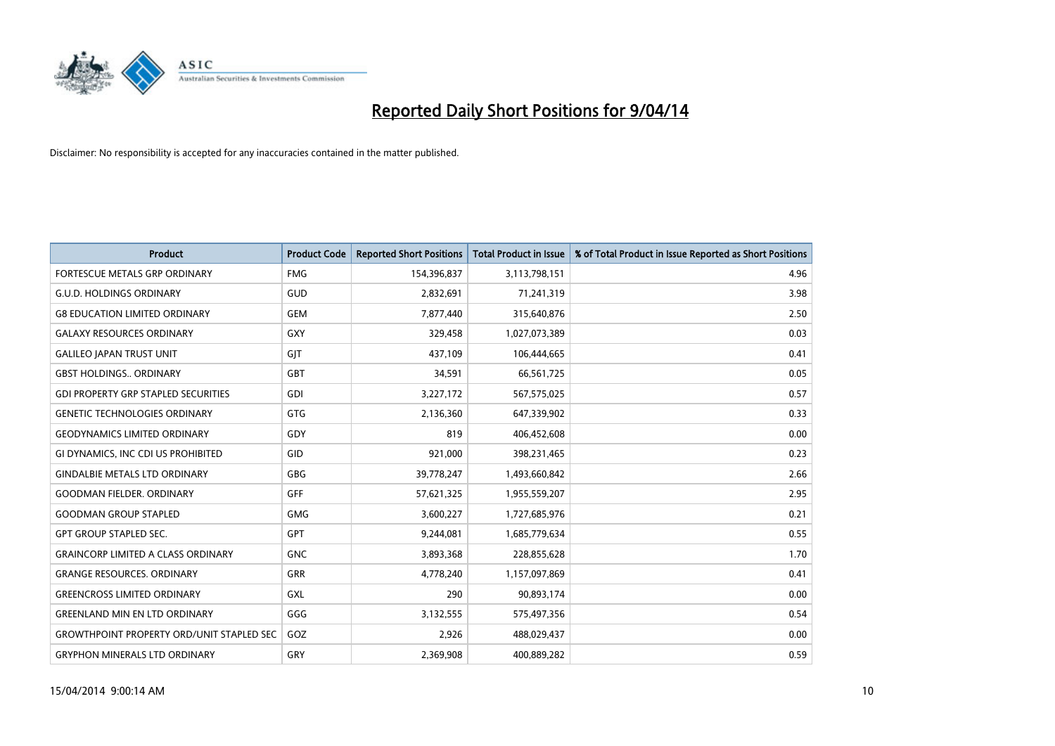# Reported Daily Short Positions for 9/04/14

Disclaimer: No responsibility is accepted for any inaccuracies contained in the matter published.

| Product | Product Code | Reported Short Positions | Total Product in Issue | % of Total Product in Issue Reported as Short Positions |
|---|---|---|---|---|
| FORTESCUE METALS GRP ORDINARY | FMG | 154,396,837 | 3,113,798,151 | 4.96 |
| G.U.D. HOLDINGS ORDINARY | GUD | 2,832,691 | 71,241,319 | 3.98 |
| G8 EDUCATION LIMITED ORDINARY | GEM | 7,877,440 | 315,640,876 | 2.50 |
| GALAXY RESOURCES ORDINARY | GXY | 329,458 | 1,027,073,389 | 0.03 |
| GALILEO JAPAN TRUST UNIT | GJT | 437,109 | 106,444,665 | 0.41 |
| GBST HOLDINGS.. ORDINARY | GBT | 34,591 | 66,561,725 | 0.05 |
| GDI PROPERTY GRP STAPLED SECURITIES | GDI | 3,227,172 | 567,575,025 | 0.57 |
| GENETIC TECHNOLOGIES ORDINARY | GTG | 2,136,360 | 647,339,902 | 0.33 |
| GEODYNAMICS LIMITED ORDINARY | GDY | 819 | 406,452,608 | 0.00 |
| GI DYNAMICS, INC CDI US PROHIBITED | GID | 921,000 | 398,231,465 | 0.23 |
| GINDALBIE METALS LTD ORDINARY | GBG | 39,778,247 | 1,493,660,842 | 2.66 |
| GOODMAN FIELDER. ORDINARY | GFF | 57,621,325 | 1,955,559,207 | 2.95 |
| GOODMAN GROUP STAPLED | GMG | 3,600,227 | 1,727,685,976 | 0.21 |
| GPT GROUP STAPLED SEC. | GPT | 9,244,081 | 1,685,779,634 | 0.55 |
| GRAINCORP LIMITED A CLASS ORDINARY | GNC | 3,893,368 | 228,855,628 | 1.70 |
| GRANGE RESOURCES. ORDINARY | GRR | 4,778,240 | 1,157,097,869 | 0.41 |
| GREENCROSS LIMITED ORDINARY | GXL | 290 | 90,893,174 | 0.00 |
| GREENLAND MIN EN LTD ORDINARY | GGG | 3,132,555 | 575,497,356 | 0.54 |
| GROWTHPOINT PROPERTY ORD/UNIT STAPLED SEC | GOZ | 2,926 | 488,029,437 | 0.00 |
| GRYPHON MINERALS LTD ORDINARY | GRY | 2,369,908 | 400,889,282 | 0.59 |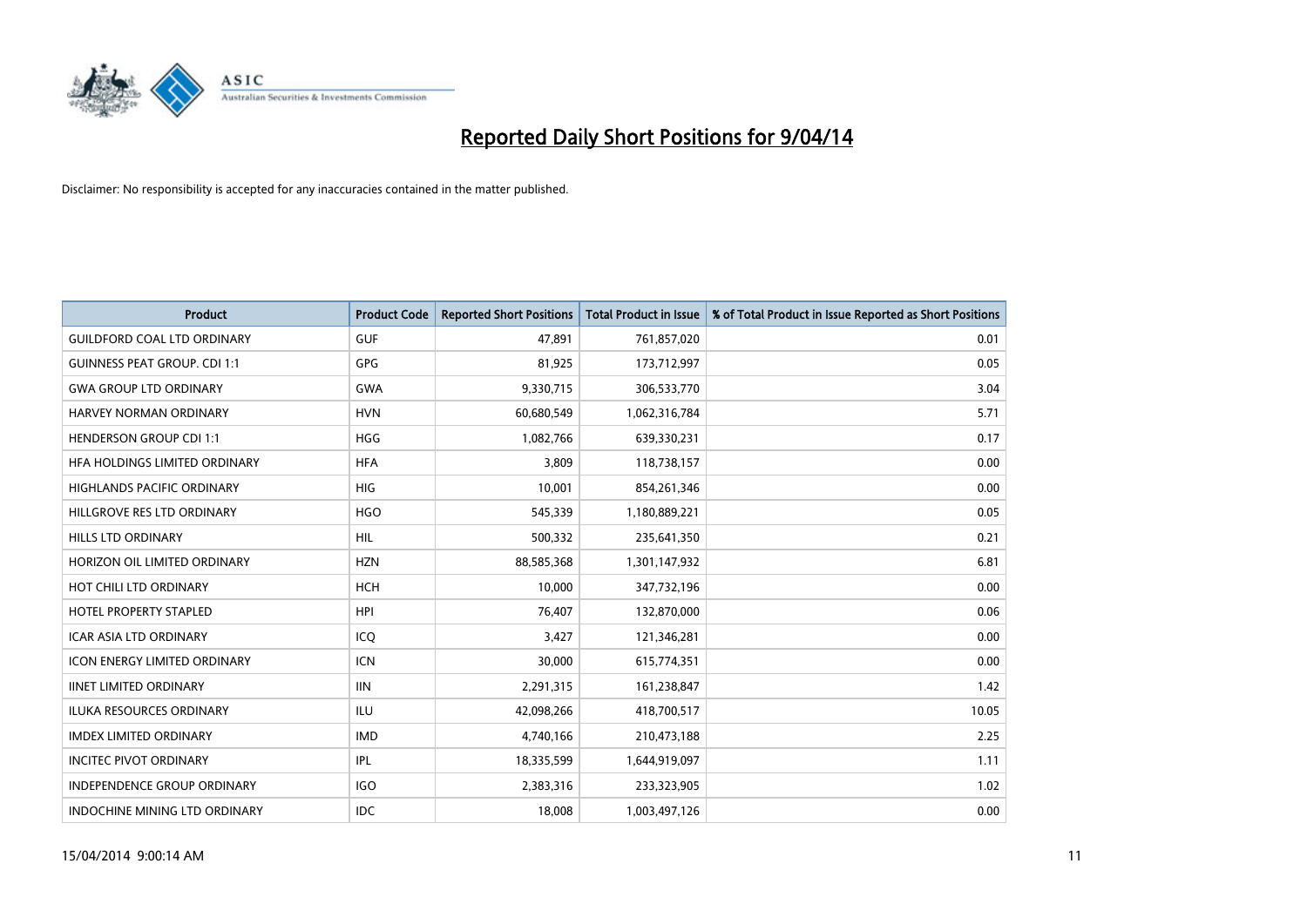# Reported Daily Short Positions for 9/04/14

Disclaimer: No responsibility is accepted for any inaccuracies contained in the matter published.

| Product | Product Code | Reported Short Positions | Total Product in Issue | % of Total Product in Issue Reported as Short Positions |
|---|---|---|---|---|
| GUILDFORD COAL LTD ORDINARY | GUF | 47,891 | 761,857,020 | 0.01 |
| GUINNESS PEAT GROUP. CDI 1:1 | GPG | 81,925 | 173,712,997 | 0.05 |
| GWA GROUP LTD ORDINARY | GWA | 9,330,715 | 306,533,770 | 3.04 |
| HARVEY NORMAN ORDINARY | HVN | 60,680,549 | 1,062,316,784 | 5.71 |
| HENDERSON GROUP CDI 1:1 | HGG | 1,082,766 | 639,330,231 | 0.17 |
| HFA HOLDINGS LIMITED ORDINARY | HFA | 3,809 | 118,738,157 | 0.00 |
| HIGHLANDS PACIFIC ORDINARY | HIG | 10,001 | 854,261,346 | 0.00 |
| HILLGROVE RES LTD ORDINARY | HGO | 545,339 | 1,180,889,221 | 0.05 |
| HILLS LTD ORDINARY | HIL | 500,332 | 235,641,350 | 0.21 |
| HORIZON OIL LIMITED ORDINARY | HZN | 88,585,368 | 1,301,147,932 | 6.81 |
| HOT CHILI LTD ORDINARY | HCH | 10,000 | 347,732,196 | 0.00 |
| HOTEL PROPERTY STAPLED | HPI | 76,407 | 132,870,000 | 0.06 |
| ICAR ASIA LTD ORDINARY | ICQ | 3,427 | 121,346,281 | 0.00 |
| ICON ENERGY LIMITED ORDINARY | ICN | 30,000 | 615,774,351 | 0.00 |
| IINET LIMITED ORDINARY | IIN | 2,291,315 | 161,238,847 | 1.42 |
| ILUKA RESOURCES ORDINARY | ILU | 42,098,266 | 418,700,517 | 10.05 |
| IMDEX LIMITED ORDINARY | IMD | 4,740,166 | 210,473,188 | 2.25 |
| INCITEC PIVOT ORDINARY | IPL | 18,335,599 | 1,644,919,097 | 1.11 |
| INDEPENDENCE GROUP ORDINARY | IGO | 2,383,316 | 233,323,905 | 1.02 |
| INDOCHINE MINING LTD ORDINARY | IDC | 18,008 | 1,003,497,126 | 0.00 |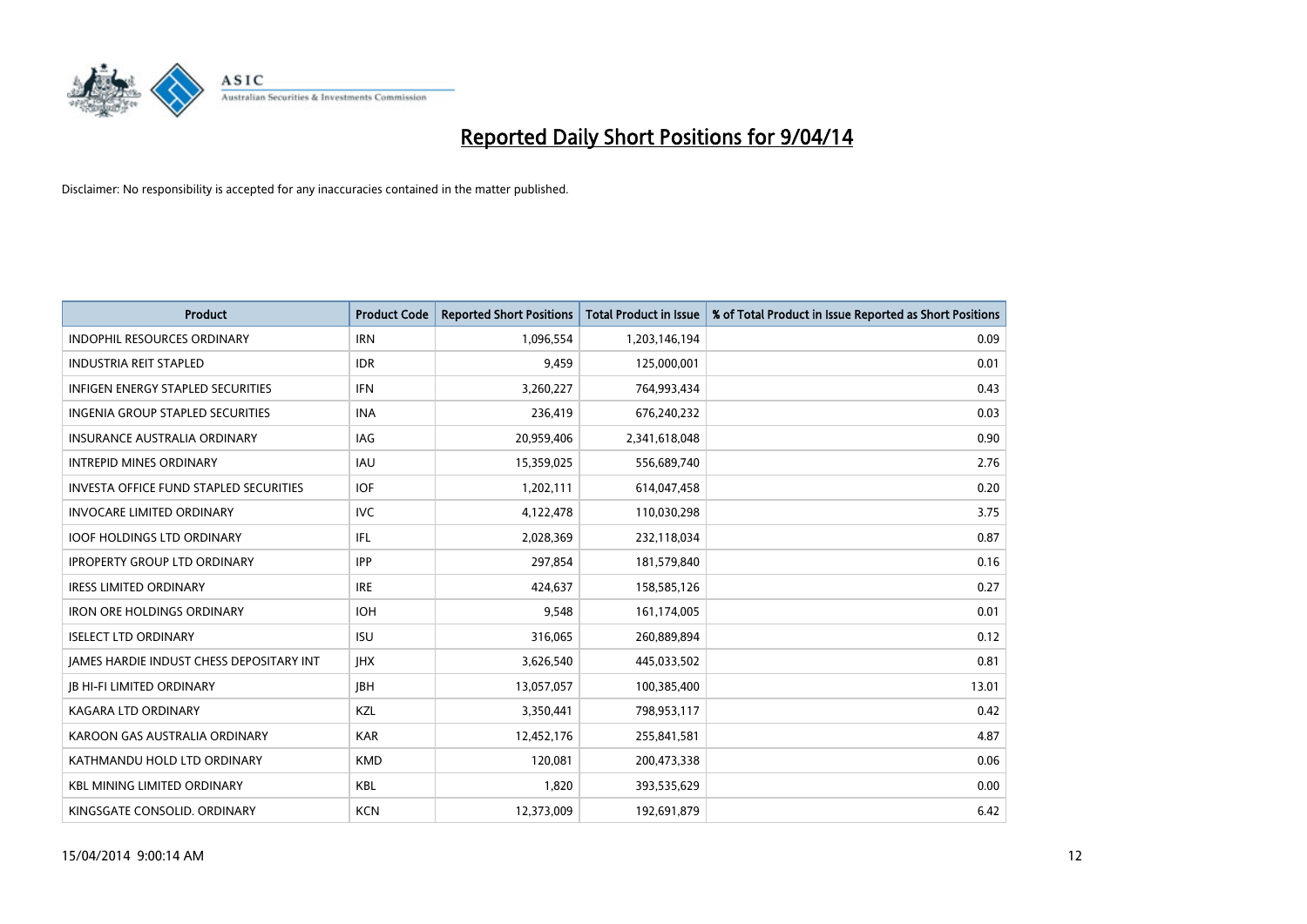# Reported Daily Short Positions for 9/04/14

Disclaimer: No responsibility is accepted for any inaccuracies contained in the matter published.

| Product | Product Code | Reported Short Positions | Total Product in Issue | % of Total Product in Issue Reported as Short Positions |
|---|---|---|---|---|
| INDOPHIL RESOURCES ORDINARY | IRN | 1,096,554 | 1,203,146,194 | 0.09 |
| INDUSTRIA REIT STAPLED | IDR | 9,459 | 125,000,001 | 0.01 |
| INFIGEN ENERGY STAPLED SECURITIES | IFN | 3,260,227 | 764,993,434 | 0.43 |
| INGENIA GROUP STAPLED SECURITIES | INA | 236,419 | 676,240,232 | 0.03 |
| INSURANCE AUSTRALIA ORDINARY | IAG | 20,959,406 | 2,341,618,048 | 0.90 |
| INTREPID MINES ORDINARY | IAU | 15,359,025 | 556,689,740 | 2.76 |
| INVESTA OFFICE FUND STAPLED SECURITIES | IOF | 1,202,111 | 614,047,458 | 0.20 |
| INVOCARE LIMITED ORDINARY | IVC | 4,122,478 | 110,030,298 | 3.75 |
| IOOF HOLDINGS LTD ORDINARY | IFL | 2,028,369 | 232,118,034 | 0.87 |
| IPROPERTY GROUP LTD ORDINARY | IPP | 297,854 | 181,579,840 | 0.16 |
| IRESS LIMITED ORDINARY | IRE | 424,637 | 158,585,126 | 0.27 |
| IRON ORE HOLDINGS ORDINARY | IOH | 9,548 | 161,174,005 | 0.01 |
| ISELECT LTD ORDINARY | ISU | 316,065 | 260,889,894 | 0.12 |
| JAMES HARDIE INDUST CHESS DEPOSITARY INT | JHX | 3,626,540 | 445,033,502 | 0.81 |
| JB HI-FI LIMITED ORDINARY | JBH | 13,057,057 | 100,385,400 | 13.01 |
| KAGARA LTD ORDINARY | KZL | 3,350,441 | 798,953,117 | 0.42 |
| KAROON GAS AUSTRALIA ORDINARY | KAR | 12,452,176 | 255,841,581 | 4.87 |
| KATHMANDU HOLD LTD ORDINARY | KMD | 120,081 | 200,473,338 | 0.06 |
| KBL MINING LIMITED ORDINARY | KBL | 1,820 | 393,535,629 | 0.00 |
| KINGSGATE CONSOLID. ORDINARY | KCN | 12,373,009 | 192,691,879 | 6.42 |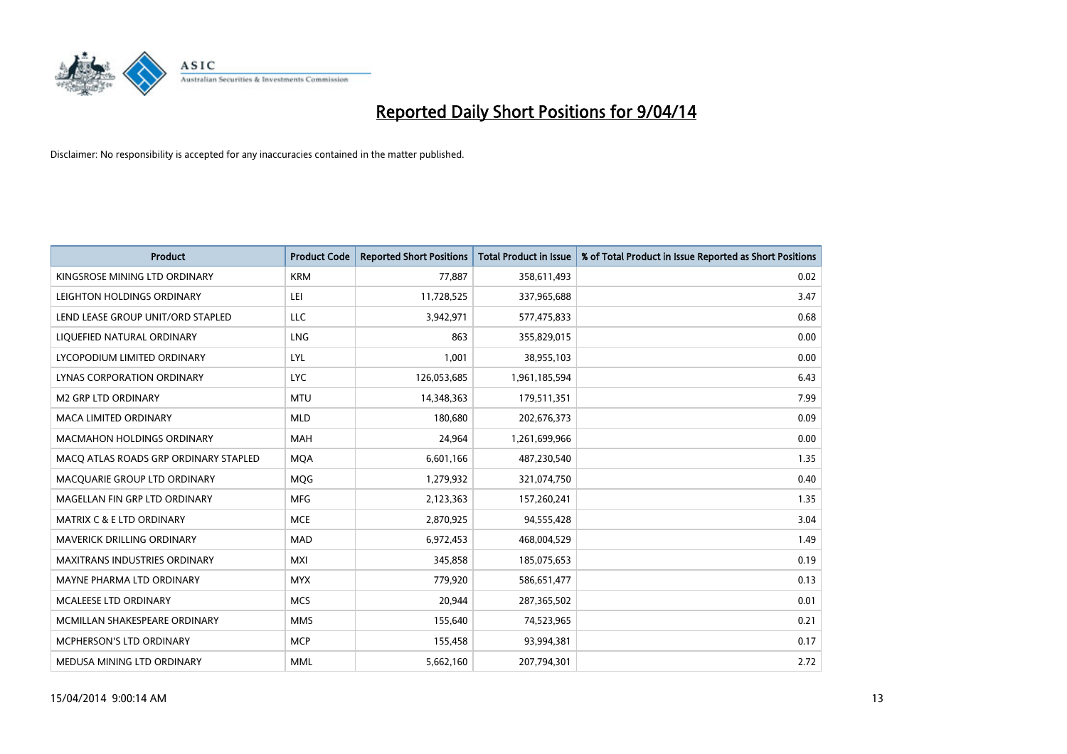# Reported Daily Short Positions for 9/04/14

Disclaimer: No responsibility is accepted for any inaccuracies contained in the matter published.

| Product | Product Code | Reported Short Positions | Total Product in Issue | % of Total Product in Issue Reported as Short Positions |
|---|---|---|---|---|
| KINGSROSE MINING LTD ORDINARY | KRM | 77,887 | 358,611,493 | 0.02 |
| LEIGHTON HOLDINGS ORDINARY | LEI | 11,728,525 | 337,965,688 | 3.47 |
| LEND LEASE GROUP UNIT/ORD STAPLED | LLC | 3,942,971 | 577,475,833 | 0.68 |
| LIQUEFIED NATURAL ORDINARY | LNG | 863 | 355,829,015 | 0.00 |
| LYCOPODIUM LIMITED ORDINARY | LYL | 1,001 | 38,955,103 | 0.00 |
| LYNAS CORPORATION ORDINARY | LYC | 126,053,685 | 1,961,185,594 | 6.43 |
| M2 GRP LTD ORDINARY | MTU | 14,348,363 | 179,511,351 | 7.99 |
| MACA LIMITED ORDINARY | MLD | 180,680 | 202,676,373 | 0.09 |
| MACMAHON HOLDINGS ORDINARY | MAH | 24,964 | 1,261,699,966 | 0.00 |
| MACQ ATLAS ROADS GRP ORDINARY STAPLED | MQA | 6,601,166 | 487,230,540 | 1.35 |
| MACQUARIE GROUP LTD ORDINARY | MQG | 1,279,932 | 321,074,750 | 0.40 |
| MAGELLAN FIN GRP LTD ORDINARY | MFG | 2,123,363 | 157,260,241 | 1.35 |
| MATRIX C & E LTD ORDINARY | MCE | 2,870,925 | 94,555,428 | 3.04 |
| MAVERICK DRILLING ORDINARY | MAD | 6,972,453 | 468,004,529 | 1.49 |
| MAXITRANS INDUSTRIES ORDINARY | MXI | 345,858 | 185,075,653 | 0.19 |
| MAYNE PHARMA LTD ORDINARY | MYX | 779,920 | 586,651,477 | 0.13 |
| MCALEESE LTD ORDINARY | MCS | 20,944 | 287,365,502 | 0.01 |
| MCMILLAN SHAKESPEARE ORDINARY | MMS | 155,640 | 74,523,965 | 0.21 |
| MCPHERSON'S LTD ORDINARY | MCP | 155,458 | 93,994,381 | 0.17 |
| MEDUSA MINING LTD ORDINARY | MML | 5,662,160 | 207,794,301 | 2.72 |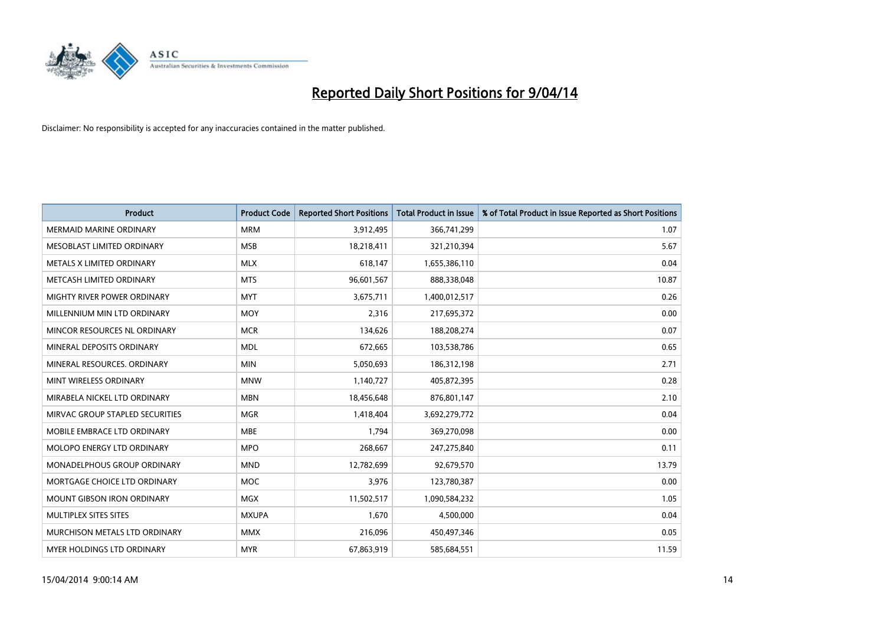# Reported Daily Short Positions for 9/04/14

Disclaimer: No responsibility is accepted for any inaccuracies contained in the matter published.

| Product | Product Code | Reported Short Positions | Total Product in Issue | % of Total Product in Issue Reported as Short Positions |
|---|---|---|---|---|
| MERMAID MARINE ORDINARY | MRM | 3,912,495 | 366,741,299 | 1.07 |
| MESOBLAST LIMITED ORDINARY | MSB | 18,218,411 | 321,210,394 | 5.67 |
| METALS X LIMITED ORDINARY | MLX | 618,147 | 1,655,386,110 | 0.04 |
| METCASH LIMITED ORDINARY | MTS | 96,601,567 | 888,338,048 | 10.87 |
| MIGHTY RIVER POWER ORDINARY | MYT | 3,675,711 | 1,400,012,517 | 0.26 |
| MILLENNIUM MIN LTD ORDINARY | MOY | 2,316 | 217,695,372 | 0.00 |
| MINCOR RESOURCES NL ORDINARY | MCR | 134,626 | 188,208,274 | 0.07 |
| MINERAL DEPOSITS ORDINARY | MDL | 672,665 | 103,538,786 | 0.65 |
| MINERAL RESOURCES. ORDINARY | MIN | 5,050,693 | 186,312,198 | 2.71 |
| MINT WIRELESS ORDINARY | MNW | 1,140,727 | 405,872,395 | 0.28 |
| MIRABELA NICKEL LTD ORDINARY | MBN | 18,456,648 | 876,801,147 | 2.10 |
| MIRVAC GROUP STAPLED SECURITIES | MGR | 1,418,404 | 3,692,279,772 | 0.04 |
| MOBILE EMBRACE LTD ORDINARY | MBE | 1,794 | 369,270,098 | 0.00 |
| MOLOPO ENERGY LTD ORDINARY | MPO | 268,667 | 247,275,840 | 0.11 |
| MONADELPHOUS GROUP ORDINARY | MND | 12,782,699 | 92,679,570 | 13.79 |
| MORTGAGE CHOICE LTD ORDINARY | MOC | 3,976 | 123,780,387 | 0.00 |
| MOUNT GIBSON IRON ORDINARY | MGX | 11,502,517 | 1,090,584,232 | 1.05 |
| MULTIPLEX SITES SITES | MXUPA | 1,670 | 4,500,000 | 0.04 |
| MURCHISON METALS LTD ORDINARY | MMX | 216,096 | 450,497,346 | 0.05 |
| MYER HOLDINGS LTD ORDINARY | MYR | 67,863,919 | 585,684,551 | 11.59 |

15/04/2014 9:00:14 AM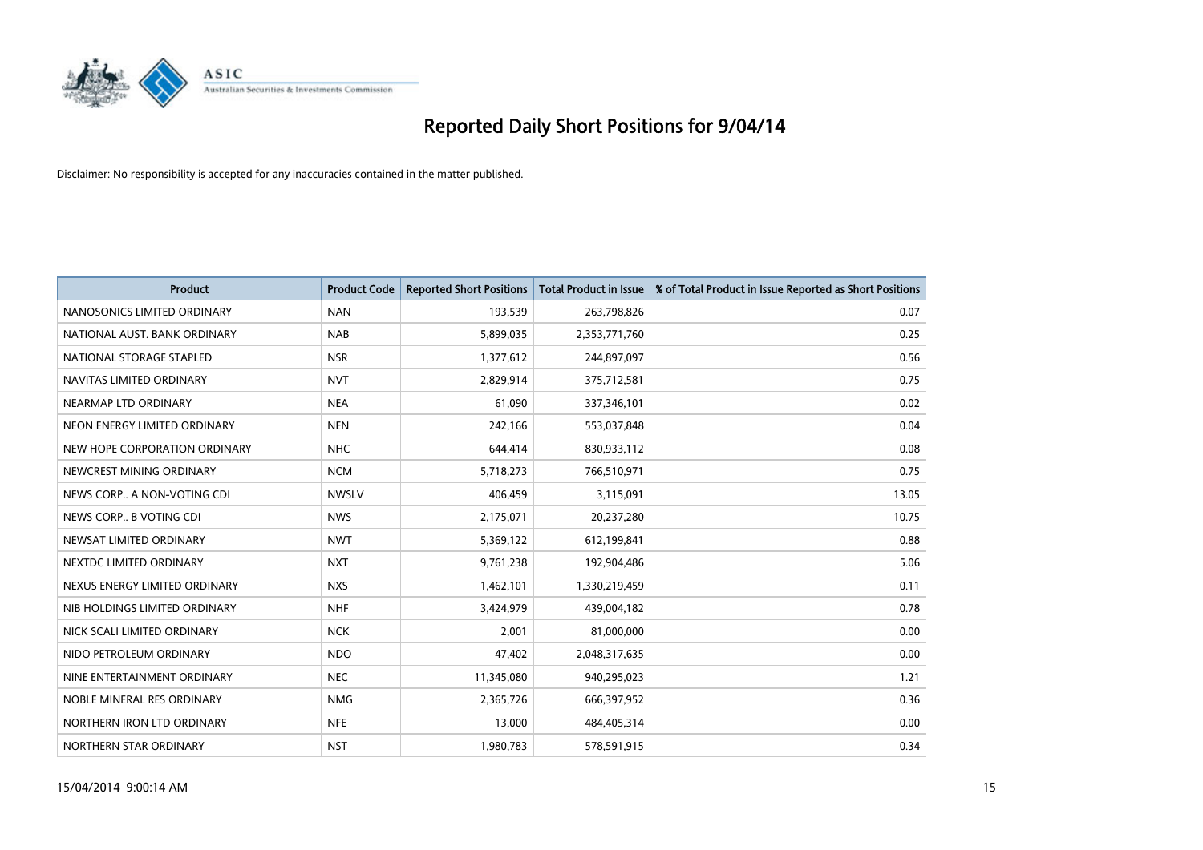# Reported Daily Short Positions for 9/04/14

Disclaimer: No responsibility is accepted for any inaccuracies contained in the matter published.

| Product | Product Code | Reported Short Positions | Total Product in Issue | % of Total Product in Issue Reported as Short Positions |
|---|---|---|---|---|
| NANOSONICS LIMITED ORDINARY | NAN | 193,539 | 263,798,826 | 0.07 |
| NATIONAL AUST. BANK ORDINARY | NAB | 5,899,035 | 2,353,771,760 | 0.25 |
| NATIONAL STORAGE STAPLED | NSR | 1,377,612 | 244,897,097 | 0.56 |
| NAVITAS LIMITED ORDINARY | NVT | 2,829,914 | 375,712,581 | 0.75 |
| NEARMAP LTD ORDINARY | NEA | 61,090 | 337,346,101 | 0.02 |
| NEON ENERGY LIMITED ORDINARY | NEN | 242,166 | 553,037,848 | 0.04 |
| NEW HOPE CORPORATION ORDINARY | NHC | 644,414 | 830,933,112 | 0.08 |
| NEWCREST MINING ORDINARY | NCM | 5,718,273 | 766,510,971 | 0.75 |
| NEWS CORP.. A NON-VOTING CDI | NWSLV | 406,459 | 3,115,091 | 13.05 |
| NEWS CORP.. B VOTING CDI | NWS | 2,175,071 | 20,237,280 | 10.75 |
| NEWSAT LIMITED ORDINARY | NWT | 5,369,122 | 612,199,841 | 0.88 |
| NEXTDC LIMITED ORDINARY | NXT | 9,761,238 | 192,904,486 | 5.06 |
| NEXUS ENERGY LIMITED ORDINARY | NXS | 1,462,101 | 1,330,219,459 | 0.11 |
| NIB HOLDINGS LIMITED ORDINARY | NHF | 3,424,979 | 439,004,182 | 0.78 |
| NICK SCALI LIMITED ORDINARY | NCK | 2,001 | 81,000,000 | 0.00 |
| NIDO PETROLEUM ORDINARY | NDO | 47,402 | 2,048,317,635 | 0.00 |
| NINE ENTERTAINMENT ORDINARY | NEC | 11,345,080 | 940,295,023 | 1.21 |
| NOBLE MINERAL RES ORDINARY | NMG | 2,365,726 | 666,397,952 | 0.36 |
| NORTHERN IRON LTD ORDINARY | NFE | 13,000 | 484,405,314 | 0.00 |
| NORTHERN STAR ORDINARY | NST | 1,980,783 | 578,591,915 | 0.34 |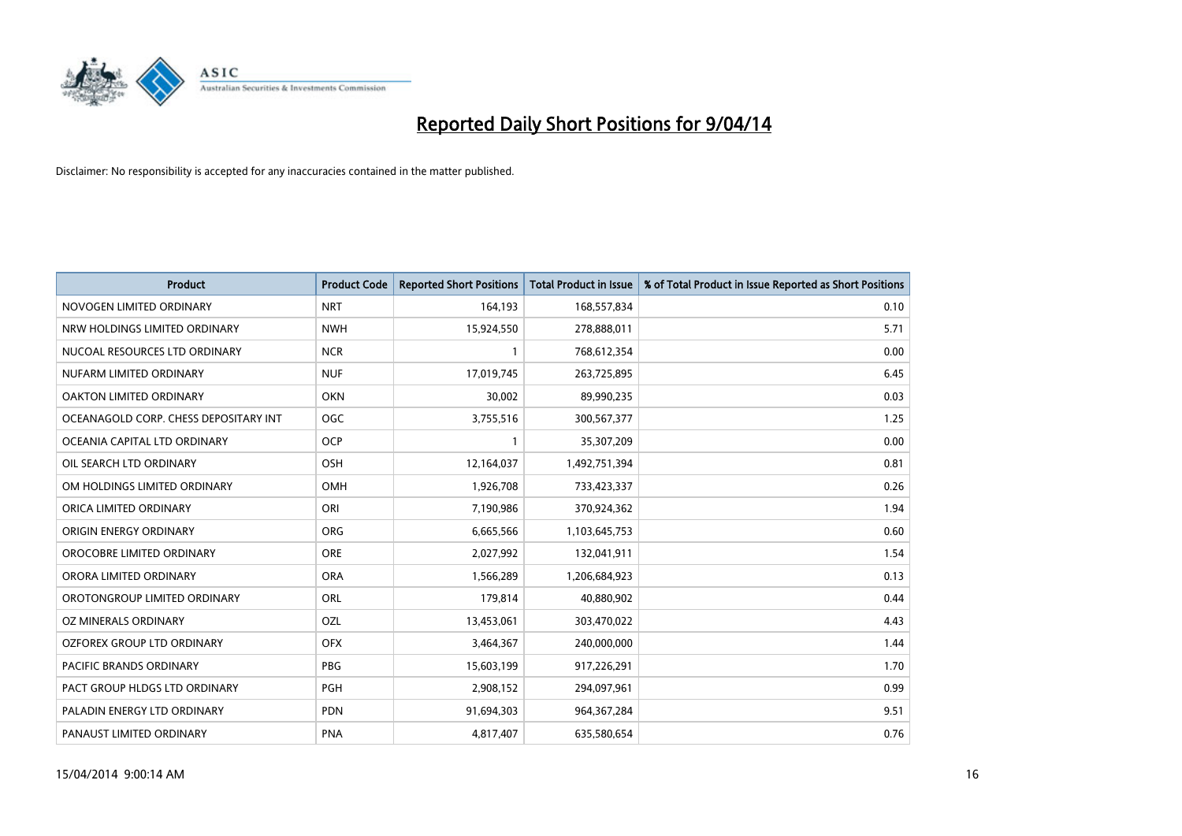# Reported Daily Short Positions for 9/04/14

Disclaimer: No responsibility is accepted for any inaccuracies contained in the matter published.

| Product | Product Code | Reported Short Positions | Total Product in Issue | % of Total Product in Issue Reported as Short Positions |
|---|---|---|---|---|
| NOVOGEN LIMITED ORDINARY | NRT | 164,193 | 168,557,834 | 0.10 |
| NRW HOLDINGS LIMITED ORDINARY | NWH | 15,924,550 | 278,888,011 | 5.71 |
| NUCOAL RESOURCES LTD ORDINARY | NCR | 1 | 768,612,354 | 0.00 |
| NUFARM LIMITED ORDINARY | NUF | 17,019,745 | 263,725,895 | 6.45 |
| OAKTON LIMITED ORDINARY | OKN | 30,002 | 89,990,235 | 0.03 |
| OCEANAGOLD CORP. CHESS DEPOSITARY INT | OGC | 3,755,516 | 300,567,377 | 1.25 |
| OCEANIA CAPITAL LTD ORDINARY | OCP | 1 | 35,307,209 | 0.00 |
| OIL SEARCH LTD ORDINARY | OSH | 12,164,037 | 1,492,751,394 | 0.81 |
| OM HOLDINGS LIMITED ORDINARY | OMH | 1,926,708 | 733,423,337 | 0.26 |
| ORICA LIMITED ORDINARY | ORI | 7,190,986 | 370,924,362 | 1.94 |
| ORIGIN ENERGY ORDINARY | ORG | 6,665,566 | 1,103,645,753 | 0.60 |
| OROCOBRE LIMITED ORDINARY | ORE | 2,027,992 | 132,041,911 | 1.54 |
| ORORA LIMITED ORDINARY | ORA | 1,566,289 | 1,206,684,923 | 0.13 |
| OROTONGROUP LIMITED ORDINARY | ORL | 179,814 | 40,880,902 | 0.44 |
| OZ MINERALS ORDINARY | OZL | 13,453,061 | 303,470,022 | 4.43 |
| OZFOREX GROUP LTD ORDINARY | OFX | 3,464,367 | 240,000,000 | 1.44 |
| PACIFIC BRANDS ORDINARY | PBG | 15,603,199 | 917,226,291 | 1.70 |
| PACT GROUP HLDGS LTD ORDINARY | PGH | 2,908,152 | 294,097,961 | 0.99 |
| PALADIN ENERGY LTD ORDINARY | PDN | 91,694,303 | 964,367,284 | 9.51 |
| PANAUST LIMITED ORDINARY | PNA | 4,817,407 | 635,580,654 | 0.76 |

15/04/2014 9:00:14 AM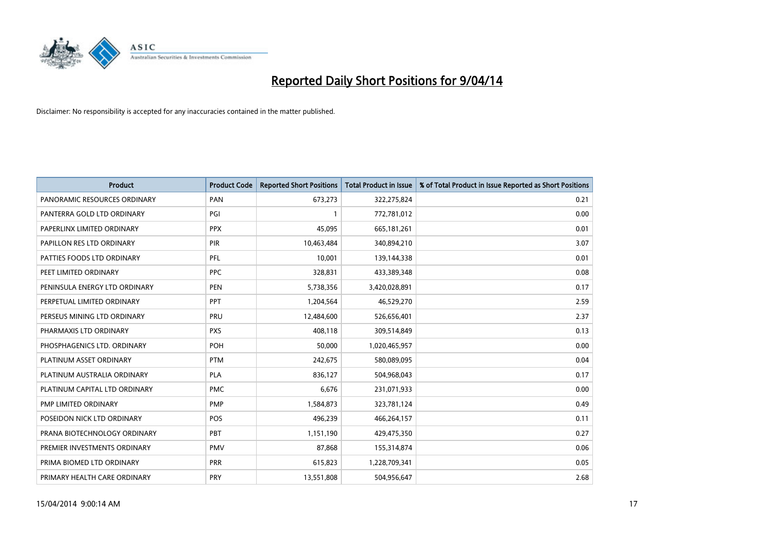# Reported Daily Short Positions for 9/04/14

Disclaimer: No responsibility is accepted for any inaccuracies contained in the matter published.

| Product | Product Code | Reported Short Positions | Total Product in Issue | % of Total Product in Issue Reported as Short Positions |
|---|---|---|---|---|
| PANORAMIC RESOURCES ORDINARY | PAN | 673,273 | 322,275,824 | 0.21 |
| PANTERRA GOLD LTD ORDINARY | PGI | 1 | 772,781,012 | 0.00 |
| PAPERLINX LIMITED ORDINARY | PPX | 45,095 | 665,181,261 | 0.01 |
| PAPILLON RES LTD ORDINARY | PIR | 10,463,484 | 340,894,210 | 3.07 |
| PATTIES FOODS LTD ORDINARY | PFL | 10,001 | 139,144,338 | 0.01 |
| PEET LIMITED ORDINARY | PPC | 328,831 | 433,389,348 | 0.08 |
| PENINSULA ENERGY LTD ORDINARY | PEN | 5,738,356 | 3,420,028,891 | 0.17 |
| PERPETUAL LIMITED ORDINARY | PPT | 1,204,564 | 46,529,270 | 2.59 |
| PERSEUS MINING LTD ORDINARY | PRU | 12,484,600 | 526,656,401 | 2.37 |
| PHARMAXIS LTD ORDINARY | PXS | 408,118 | 309,514,849 | 0.13 |
| PHOSPHAGENICS LTD. ORDINARY | POH | 50,000 | 1,020,465,957 | 0.00 |
| PLATINUM ASSET ORDINARY | PTM | 242,675 | 580,089,095 | 0.04 |
| PLATINUM AUSTRALIA ORDINARY | PLA | 836,127 | 504,968,043 | 0.17 |
| PLATINUM CAPITAL LTD ORDINARY | PMC | 6,676 | 231,071,933 | 0.00 |
| PMP LIMITED ORDINARY | PMP | 1,584,873 | 323,781,124 | 0.49 |
| POSEIDON NICK LTD ORDINARY | POS | 496,239 | 466,264,157 | 0.11 |
| PRANA BIOTECHNOLOGY ORDINARY | PBT | 1,151,190 | 429,475,350 | 0.27 |
| PREMIER INVESTMENTS ORDINARY | PMV | 87,868 | 155,314,874 | 0.06 |
| PRIMA BIOMED LTD ORDINARY | PRR | 615,823 | 1,228,709,341 | 0.05 |
| PRIMARY HEALTH CARE ORDINARY | PRY | 13,551,808 | 504,956,647 | 2.68 |

15/04/2014 9:00:14 AM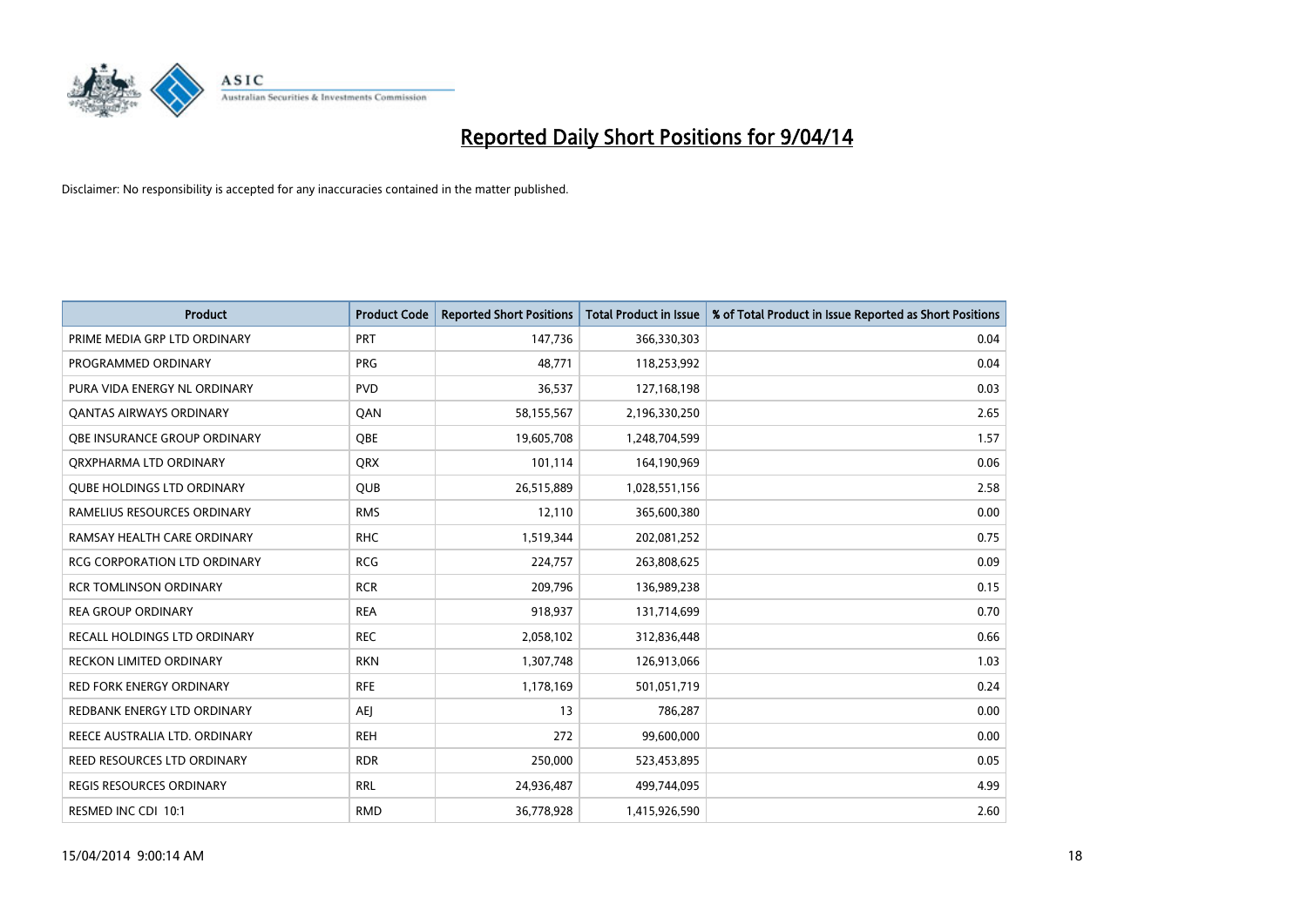# Reported Daily Short Positions for 9/04/14

Disclaimer: No responsibility is accepted for any inaccuracies contained in the matter published.

| Product | Product Code | Reported Short Positions | Total Product in Issue | % of Total Product in Issue Reported as Short Positions |
|---|---|---|---|---|
| PRIME MEDIA GRP LTD ORDINARY | PRT | 147,736 | 366,330,303 | 0.04 |
| PROGRAMMED ORDINARY | PRG | 48,771 | 118,253,992 | 0.04 |
| PURA VIDA ENERGY NL ORDINARY | PVD | 36,537 | 127,168,198 | 0.03 |
| QANTAS AIRWAYS ORDINARY | QAN | 58,155,567 | 2,196,330,250 | 2.65 |
| QBE INSURANCE GROUP ORDINARY | QBE | 19,605,708 | 1,248,704,599 | 1.57 |
| QRXPHARMA LTD ORDINARY | QRX | 101,114 | 164,190,969 | 0.06 |
| QUBE HOLDINGS LTD ORDINARY | QUB | 26,515,889 | 1,028,551,156 | 2.58 |
| RAMELIUS RESOURCES ORDINARY | RMS | 12,110 | 365,600,380 | 0.00 |
| RAMSAY HEALTH CARE ORDINARY | RHC | 1,519,344 | 202,081,252 | 0.75 |
| RCG CORPORATION LTD ORDINARY | RCG | 224,757 | 263,808,625 | 0.09 |
| RCR TOMLINSON ORDINARY | RCR | 209,796 | 136,989,238 | 0.15 |
| REA GROUP ORDINARY | REA | 918,937 | 131,714,699 | 0.70 |
| RECALL HOLDINGS LTD ORDINARY | REC | 2,058,102 | 312,836,448 | 0.66 |
| RECKON LIMITED ORDINARY | RKN | 1,307,748 | 126,913,066 | 1.03 |
| RED FORK ENERGY ORDINARY | RFE | 1,178,169 | 501,051,719 | 0.24 |
| REDBANK ENERGY LTD ORDINARY | AEJ | 13 | 786,287 | 0.00 |
| REECE AUSTRALIA LTD. ORDINARY | REH | 272 | 99,600,000 | 0.00 |
| REED RESOURCES LTD ORDINARY | RDR | 250,000 | 523,453,895 | 0.05 |
| REGIS RESOURCES ORDINARY | RRL | 24,936,487 | 499,744,095 | 4.99 |
| RESMED INC CDI 10:1 | RMD | 36,778,928 | 1,415,926,590 | 2.60 |

15/04/2014 9:00:14 AM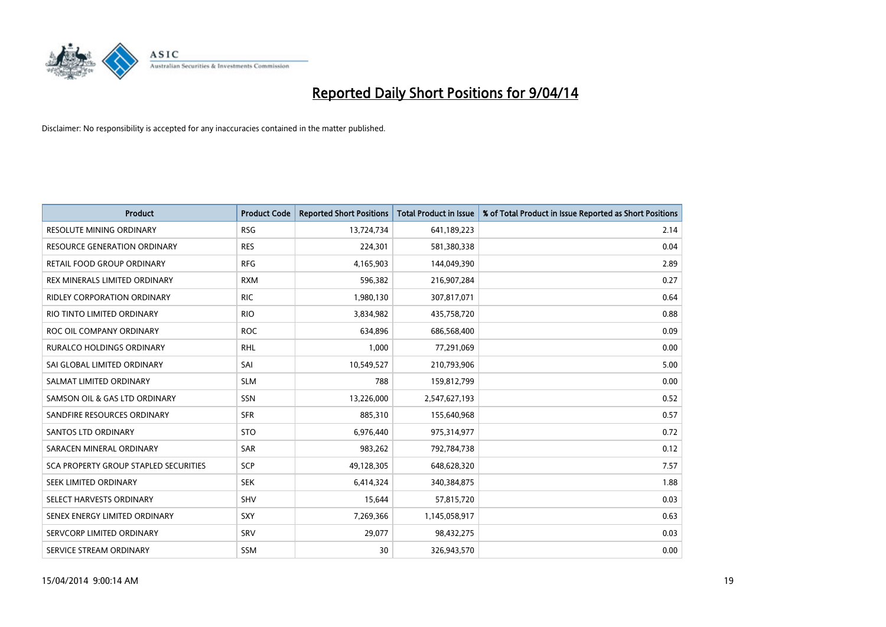# Reported Daily Short Positions for 9/04/14

Disclaimer: No responsibility is accepted for any inaccuracies contained in the matter published.

| Product | Product Code | Reported Short Positions | Total Product in Issue | % of Total Product in Issue Reported as Short Positions |
|---|---|---|---|---|
| RESOLUTE MINING ORDINARY | RSG | 13,724,734 | 641,189,223 | 2.14 |
| RESOURCE GENERATION ORDINARY | RES | 224,301 | 581,380,338 | 0.04 |
| RETAIL FOOD GROUP ORDINARY | RFG | 4,165,903 | 144,049,390 | 2.89 |
| REX MINERALS LIMITED ORDINARY | RXM | 596,382 | 216,907,284 | 0.27 |
| RIDLEY CORPORATION ORDINARY | RIC | 1,980,130 | 307,817,071 | 0.64 |
| RIO TINTO LIMITED ORDINARY | RIO | 3,834,982 | 435,758,720 | 0.88 |
| ROC OIL COMPANY ORDINARY | ROC | 634,896 | 686,568,400 | 0.09 |
| RURALCO HOLDINGS ORDINARY | RHL | 1,000 | 77,291,069 | 0.00 |
| SAI GLOBAL LIMITED ORDINARY | SAI | 10,549,527 | 210,793,906 | 5.00 |
| SALMAT LIMITED ORDINARY | SLM | 788 | 159,812,799 | 0.00 |
| SAMSON OIL & GAS LTD ORDINARY | SSN | 13,226,000 | 2,547,627,193 | 0.52 |
| SANDFIRE RESOURCES ORDINARY | SFR | 885,310 | 155,640,968 | 0.57 |
| SANTOS LTD ORDINARY | STO | 6,976,440 | 975,314,977 | 0.72 |
| SARACEN MINERAL ORDINARY | SAR | 983,262 | 792,784,738 | 0.12 |
| SCA PROPERTY GROUP STAPLED SECURITIES | SCP | 49,128,305 | 648,628,320 | 7.57 |
| SEEK LIMITED ORDINARY | SEK | 6,414,324 | 340,384,875 | 1.88 |
| SELECT HARVESTS ORDINARY | SHV | 15,644 | 57,815,720 | 0.03 |
| SENEX ENERGY LIMITED ORDINARY | SXY | 7,269,366 | 1,145,058,917 | 0.63 |
| SERVCORP LIMITED ORDINARY | SRV | 29,077 | 98,432,275 | 0.03 |
| SERVICE STREAM ORDINARY | SSM | 30 | 326,943,570 | 0.00 |

15/04/2014 9:00:14 AM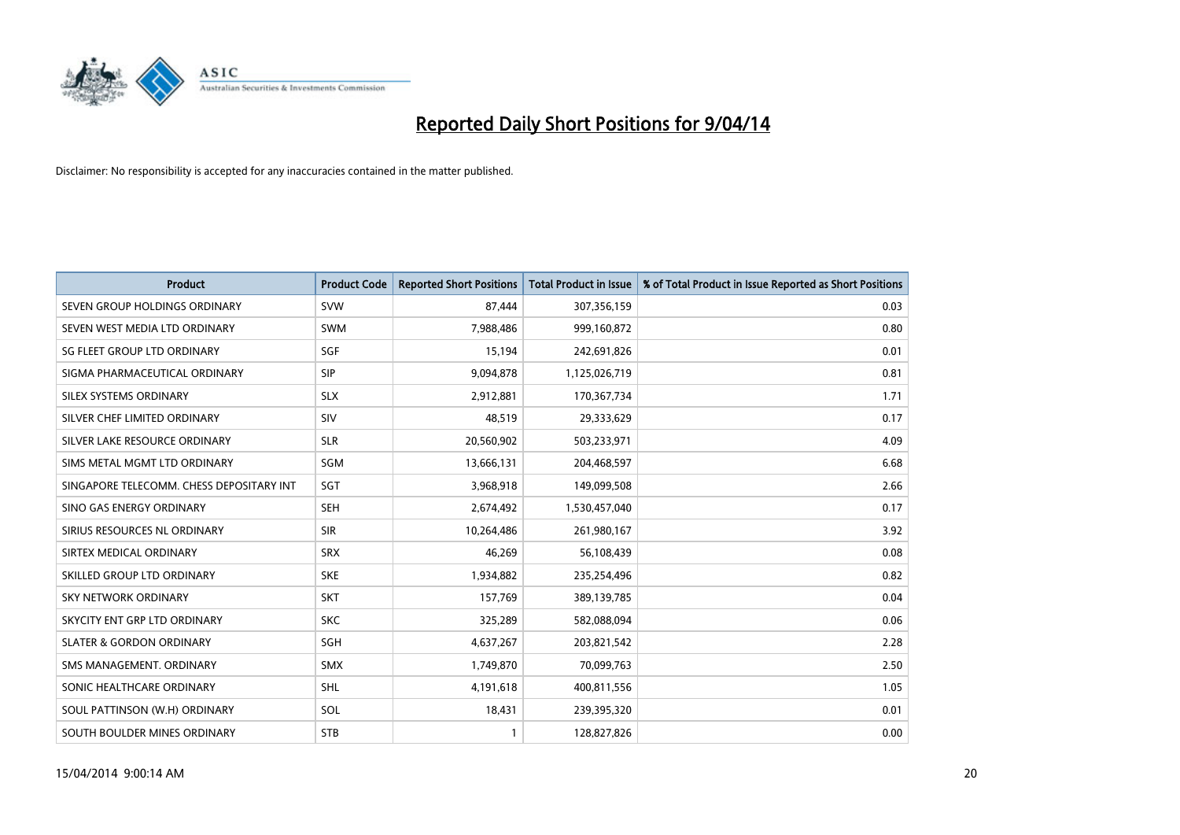# Reported Daily Short Positions for 9/04/14

Disclaimer: No responsibility is accepted for any inaccuracies contained in the matter published.

| Product | Product Code | Reported Short Positions | Total Product in Issue | % of Total Product in Issue Reported as Short Positions |
|---|---|---|---|---|
| SEVEN GROUP HOLDINGS ORDINARY | SVW | 87,444 | 307,356,159 | 0.03 |
| SEVEN WEST MEDIA LTD ORDINARY | SWM | 7,988,486 | 999,160,872 | 0.80 |
| SG FLEET GROUP LTD ORDINARY | SGF | 15,194 | 242,691,826 | 0.01 |
| SIGMA PHARMACEUTICAL ORDINARY | SIP | 9,094,878 | 1,125,026,719 | 0.81 |
| SILEX SYSTEMS ORDINARY | SLX | 2,912,881 | 170,367,734 | 1.71 |
| SILVER CHEF LIMITED ORDINARY | SIV | 48,519 | 29,333,629 | 0.17 |
| SILVER LAKE RESOURCE ORDINARY | SLR | 20,560,902 | 503,233,971 | 4.09 |
| SIMS METAL MGMT LTD ORDINARY | SGM | 13,666,131 | 204,468,597 | 6.68 |
| SINGAPORE TELECOMM. CHESS DEPOSITARY INT | SGT | 3,968,918 | 149,099,508 | 2.66 |
| SINO GAS ENERGY ORDINARY | SEH | 2,674,492 | 1,530,457,040 | 0.17 |
| SIRIUS RESOURCES NL ORDINARY | SIR | 10,264,486 | 261,980,167 | 3.92 |
| SIRTEX MEDICAL ORDINARY | SRX | 46,269 | 56,108,439 | 0.08 |
| SKILLED GROUP LTD ORDINARY | SKE | 1,934,882 | 235,254,496 | 0.82 |
| SKY NETWORK ORDINARY | SKT | 157,769 | 389,139,785 | 0.04 |
| SKYCITY ENT GRP LTD ORDINARY | SKC | 325,289 | 582,088,094 | 0.06 |
| SLATER & GORDON ORDINARY | SGH | 4,637,267 | 203,821,542 | 2.28 |
| SMS MANAGEMENT. ORDINARY | SMX | 1,749,870 | 70,099,763 | 2.50 |
| SONIC HEALTHCARE ORDINARY | SHL | 4,191,618 | 400,811,556 | 1.05 |
| SOUL PATTINSON (W.H) ORDINARY | SOL | 18,431 | 239,395,320 | 0.01 |
| SOUTH BOULDER MINES ORDINARY | STB | 1 | 128,827,826 | 0.00 |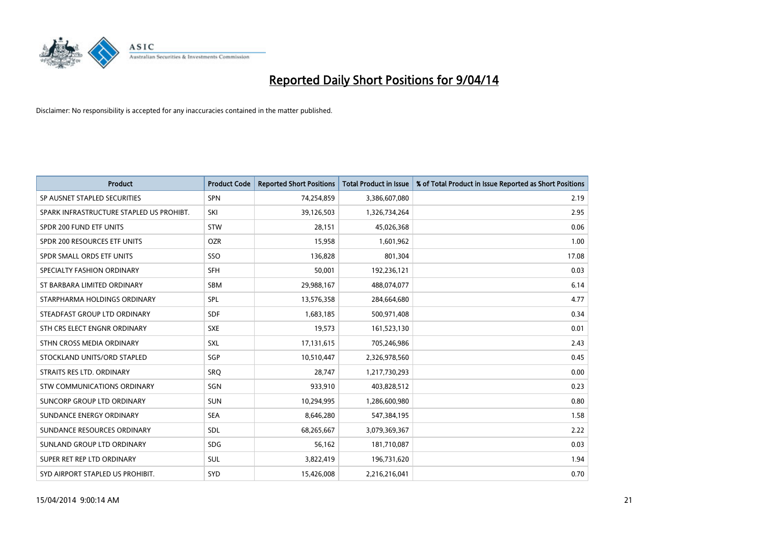# Reported Daily Short Positions for 9/04/14

Disclaimer: No responsibility is accepted for any inaccuracies contained in the matter published.

| Product | Product Code | Reported Short Positions | Total Product in Issue | % of Total Product in Issue Reported as Short Positions |
|---|---|---|---|---|
| SP AUSNET STAPLED SECURITIES | SPN | 74,254,859 | 3,386,607,080 | 2.19 |
| SPARK INFRASTRUCTURE STAPLED US PROHIBT. | SKI | 39,126,503 | 1,326,734,264 | 2.95 |
| SPDR 200 FUND ETF UNITS | STW | 28,151 | 45,026,368 | 0.06 |
| SPDR 200 RESOURCES ETF UNITS | OZR | 15,958 | 1,601,962 | 1.00 |
| SPDR SMALL ORDS ETF UNITS | SSO | 136,828 | 801,304 | 17.08 |
| SPECIALTY FASHION ORDINARY | SFH | 50,001 | 192,236,121 | 0.03 |
| ST BARBARA LIMITED ORDINARY | SBM | 29,988,167 | 488,074,077 | 6.14 |
| STARPHARMA HOLDINGS ORDINARY | SPL | 13,576,358 | 284,664,680 | 4.77 |
| STEADFAST GROUP LTD ORDINARY | SDF | 1,683,185 | 500,971,408 | 0.34 |
| STH CRS ELECT ENGNR ORDINARY | SXE | 19,573 | 161,523,130 | 0.01 |
| STHN CROSS MEDIA ORDINARY | SXL | 17,131,615 | 705,246,986 | 2.43 |
| STOCKLAND UNITS/ORD STAPLED | SGP | 10,510,447 | 2,326,978,560 | 0.45 |
| STRAITS RES LTD. ORDINARY | SRQ | 28,747 | 1,217,730,293 | 0.00 |
| STW COMMUNICATIONS ORDINARY | SGN | 933,910 | 403,828,512 | 0.23 |
| SUNCORP GROUP LTD ORDINARY | SUN | 10,294,995 | 1,286,600,980 | 0.80 |
| SUNDANCE ENERGY ORDINARY | SEA | 8,646,280 | 547,384,195 | 1.58 |
| SUNDANCE RESOURCES ORDINARY | SDL | 68,265,667 | 3,079,369,367 | 2.22 |
| SUNLAND GROUP LTD ORDINARY | SDG | 56,162 | 181,710,087 | 0.03 |
| SUPER RET REP LTD ORDINARY | SUL | 3,822,419 | 196,731,620 | 1.94 |
| SYD AIRPORT STAPLED US PROHIBIT. | SYD | 15,426,008 | 2,216,216,041 | 0.70 |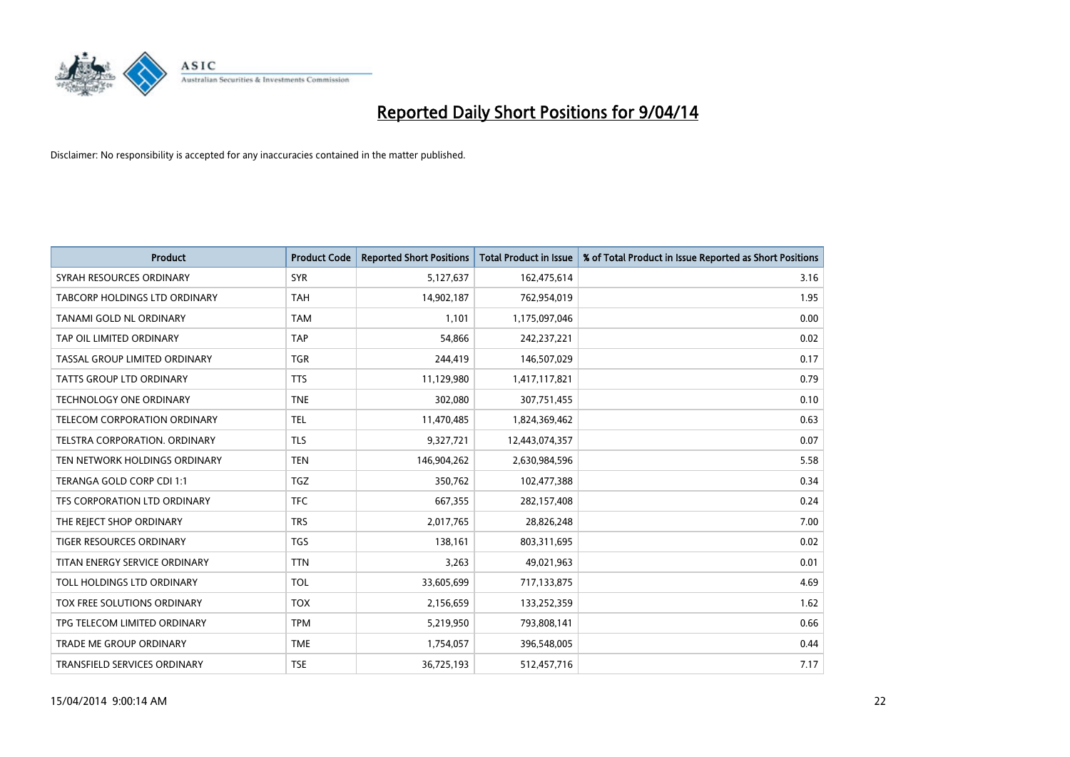# Reported Daily Short Positions for 9/04/14

Disclaimer: No responsibility is accepted for any inaccuracies contained in the matter published.

| Product | Product Code | Reported Short Positions | Total Product in Issue | % of Total Product in Issue Reported as Short Positions |
|---|---|---|---|---|
| SYRAH RESOURCES ORDINARY | SYR | 5,127,637 | 162,475,614 | 3.16 |
| TABCORP HOLDINGS LTD ORDINARY | TAH | 14,902,187 | 762,954,019 | 1.95 |
| TANAMI GOLD NL ORDINARY | TAM | 1,101 | 1,175,097,046 | 0.00 |
| TAP OIL LIMITED ORDINARY | TAP | 54,866 | 242,237,221 | 0.02 |
| TASSAL GROUP LIMITED ORDINARY | TGR | 244,419 | 146,507,029 | 0.17 |
| TATTS GROUP LTD ORDINARY | TTS | 11,129,980 | 1,417,117,821 | 0.79 |
| TECHNOLOGY ONE ORDINARY | TNE | 302,080 | 307,751,455 | 0.10 |
| TELECOM CORPORATION ORDINARY | TEL | 11,470,485 | 1,824,369,462 | 0.63 |
| TELSTRA CORPORATION. ORDINARY | TLS | 9,327,721 | 12,443,074,357 | 0.07 |
| TEN NETWORK HOLDINGS ORDINARY | TEN | 146,904,262 | 2,630,984,596 | 5.58 |
| TERANGA GOLD CORP CDI 1:1 | TGZ | 350,762 | 102,477,388 | 0.34 |
| TFS CORPORATION LTD ORDINARY | TFC | 667,355 | 282,157,408 | 0.24 |
| THE REJECT SHOP ORDINARY | TRS | 2,017,765 | 28,826,248 | 7.00 |
| TIGER RESOURCES ORDINARY | TGS | 138,161 | 803,311,695 | 0.02 |
| TITAN ENERGY SERVICE ORDINARY | TTN | 3,263 | 49,021,963 | 0.01 |
| TOLL HOLDINGS LTD ORDINARY | TOL | 33,605,699 | 717,133,875 | 4.69 |
| TOX FREE SOLUTIONS ORDINARY | TOX | 2,156,659 | 133,252,359 | 1.62 |
| TPG TELECOM LIMITED ORDINARY | TPM | 5,219,950 | 793,808,141 | 0.66 |
| TRADE ME GROUP ORDINARY | TME | 1,754,057 | 396,548,005 | 0.44 |
| TRANSFIELD SERVICES ORDINARY | TSE | 36,725,193 | 512,457,716 | 7.17 |

15/04/2014 9:00:14 AM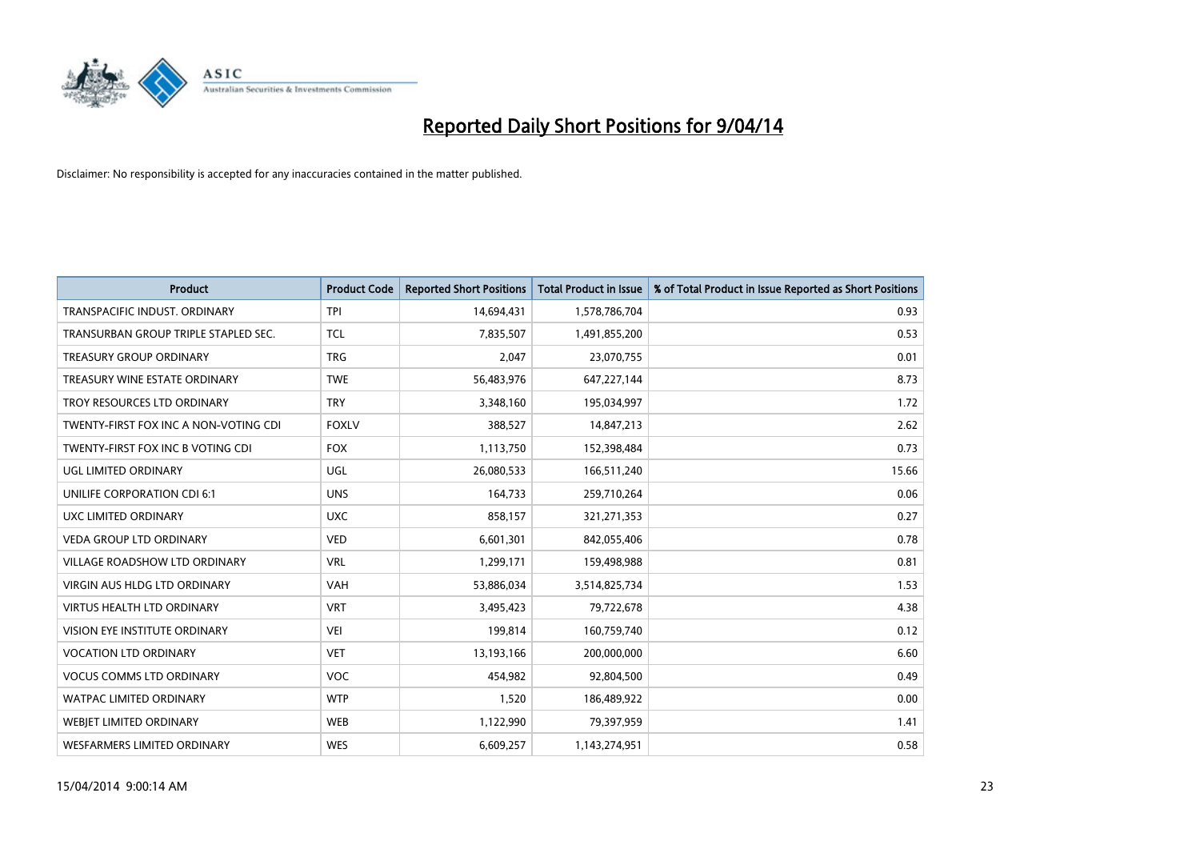# Reported Daily Short Positions for 9/04/14

Disclaimer: No responsibility is accepted for any inaccuracies contained in the matter published.

| Product | Product Code | Reported Short Positions | Total Product in Issue | % of Total Product in Issue Reported as Short Positions |
|---|---|---|---|---|
| TRANSPACIFIC INDUST. ORDINARY | TPI | 14,694,431 | 1,578,786,704 | 0.93 |
| TRANSURBAN GROUP TRIPLE STAPLED SEC. | TCL | 7,835,507 | 1,491,855,200 | 0.53 |
| TREASURY GROUP ORDINARY | TRG | 2,047 | 23,070,755 | 0.01 |
| TREASURY WINE ESTATE ORDINARY | TWE | 56,483,976 | 647,227,144 | 8.73 |
| TROY RESOURCES LTD ORDINARY | TRY | 3,348,160 | 195,034,997 | 1.72 |
| TWENTY-FIRST FOX INC A NON-VOTING CDI | FOXLV | 388,527 | 14,847,213 | 2.62 |
| TWENTY-FIRST FOX INC B VOTING CDI | FOX | 1,113,750 | 152,398,484 | 0.73 |
| UGL LIMITED ORDINARY | UGL | 26,080,533 | 166,511,240 | 15.66 |
| UNILIFE CORPORATION CDI 6:1 | UNS | 164,733 | 259,710,264 | 0.06 |
| UXC LIMITED ORDINARY | UXC | 858,157 | 321,271,353 | 0.27 |
| VEDA GROUP LTD ORDINARY | VED | 6,601,301 | 842,055,406 | 0.78 |
| VILLAGE ROADSHOW LTD ORDINARY | VRL | 1,299,171 | 159,498,988 | 0.81 |
| VIRGIN AUS HLDG LTD ORDINARY | VAH | 53,886,034 | 3,514,825,734 | 1.53 |
| VIRTUS HEALTH LTD ORDINARY | VRT | 3,495,423 | 79,722,678 | 4.38 |
| VISION EYE INSTITUTE ORDINARY | VEI | 199,814 | 160,759,740 | 0.12 |
| VOCATION LTD ORDINARY | VET | 13,193,166 | 200,000,000 | 6.60 |
| VOCUS COMMS LTD ORDINARY | VOC | 454,982 | 92,804,500 | 0.49 |
| WATPAC LIMITED ORDINARY | WTP | 1,520 | 186,489,922 | 0.00 |
| WEBJET LIMITED ORDINARY | WEB | 1,122,990 | 79,397,959 | 1.41 |
| WESFARMERS LIMITED ORDINARY | WES | 6,609,257 | 1,143,274,951 | 0.58 |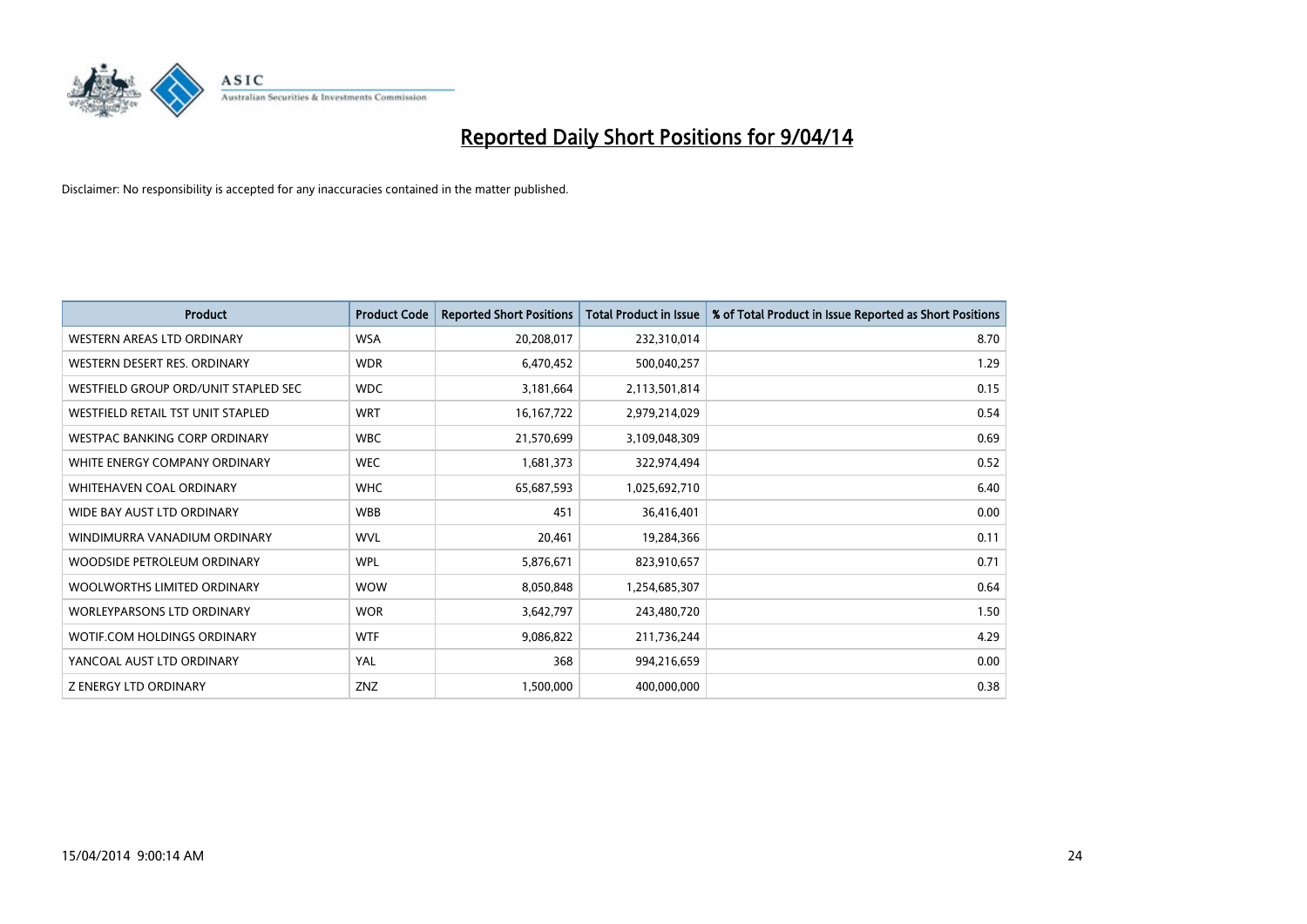# Reported Daily Short Positions for 9/04/14

Disclaimer: No responsibility is accepted for any inaccuracies contained in the matter published.

| Product | Product Code | Reported Short Positions | Total Product in Issue | % of Total Product in Issue Reported as Short Positions |
|---|---|---|---|---|
| WESTERN AREAS LTD ORDINARY | WSA | 20,208,017 | 232,310,014 | 8.70 |
| WESTERN DESERT RES. ORDINARY | WDR | 6,470,452 | 500,040,257 | 1.29 |
| WESTFIELD GROUP ORD/UNIT STAPLED SEC | WDC | 3,181,664 | 2,113,501,814 | 0.15 |
| WESTFIELD RETAIL TST UNIT STAPLED | WRT | 16,167,722 | 2,979,214,029 | 0.54 |
| WESTPAC BANKING CORP ORDINARY | WBC | 21,570,699 | 3,109,048,309 | 0.69 |
| WHITE ENERGY COMPANY ORDINARY | WEC | 1,681,373 | 322,974,494 | 0.52 |
| WHITEHAVEN COAL ORDINARY | WHC | 65,687,593 | 1,025,692,710 | 6.40 |
| WIDE BAY AUST LTD ORDINARY | WBB | 451 | 36,416,401 | 0.00 |
| WINDIMURRA VANADIUM ORDINARY | WVL | 20,461 | 19,284,366 | 0.11 |
| WOODSIDE PETROLEUM ORDINARY | WPL | 5,876,671 | 823,910,657 | 0.71 |
| WOOLWORTHS LIMITED ORDINARY | WOW | 8,050,848 | 1,254,685,307 | 0.64 |
| WORLEYPARSONS LTD ORDINARY | WOR | 3,642,797 | 243,480,720 | 1.50 |
| WOTIF.COM HOLDINGS ORDINARY | WTF | 9,086,822 | 211,736,244 | 4.29 |
| YANCOAL AUST LTD ORDINARY | YAL | 368 | 994,216,659 | 0.00 |
| Z ENERGY LTD ORDINARY | ZNZ | 1,500,000 | 400,000,000 | 0.38 |